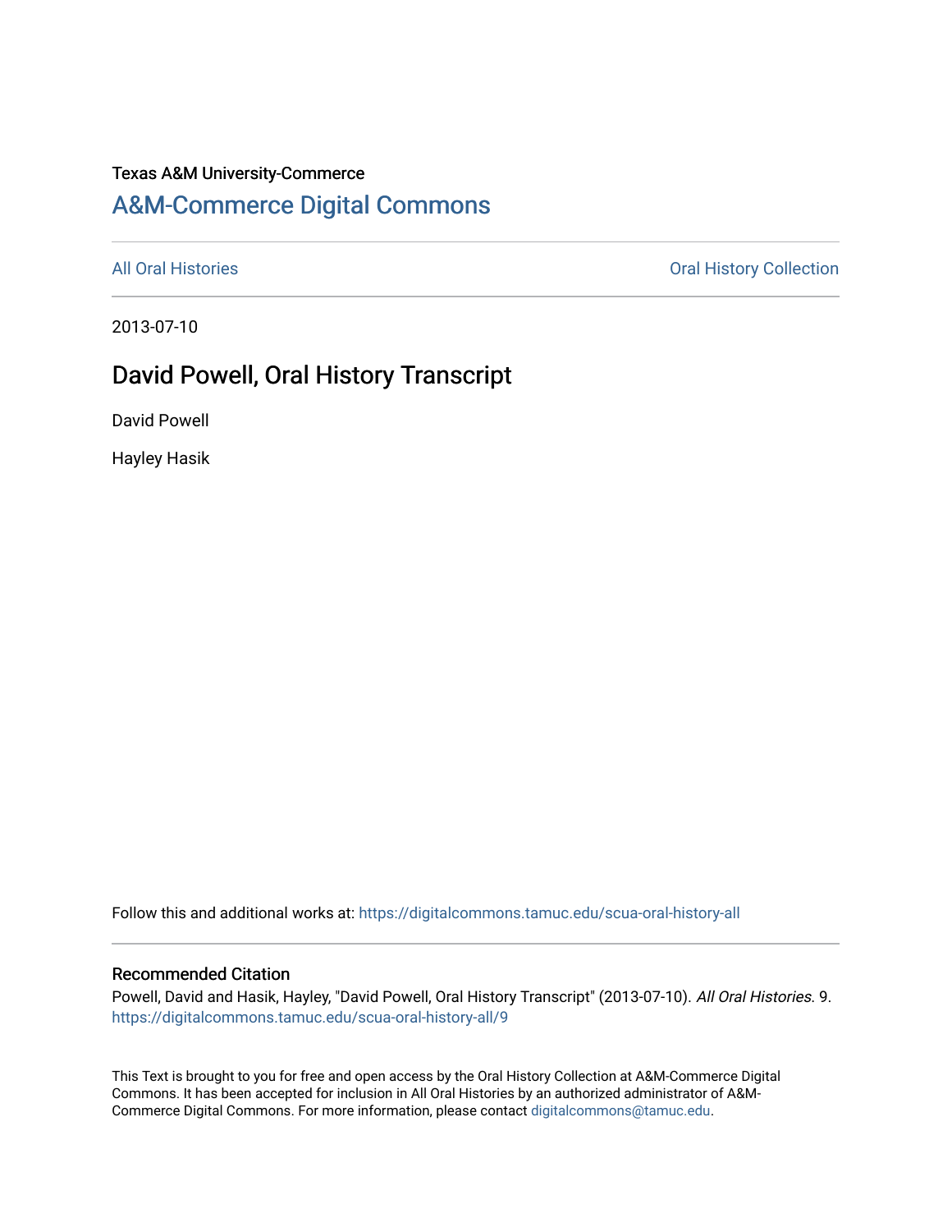Texas A&M University-Commerce

## A&M-Commerce Digital Commons

All Oral Histories | Oral History Collection

2013-07-10

# David Powell, Oral History Transcript

David Powell

Hayley Hasik

Follow this and additional works at: https://digitalcommons.tamuc.edu/scua-oral-history-all

### Recommended Citation

Powell, David and Hasik, Hayley, "David Powell, Oral History Transcript" (2013-07-10). *All Oral Histories*. 9. https://digitalcommons.tamuc.edu/scua-oral-history-all/9

This Text is brought to you for free and open access by the Oral History Collection at A&M-Commerce Digital Commons. It has been accepted for inclusion in All Oral Histories by an authorized administrator of A&M-Commerce Digital Commons. For more information, please contact digitalcommons@tamuc.edu.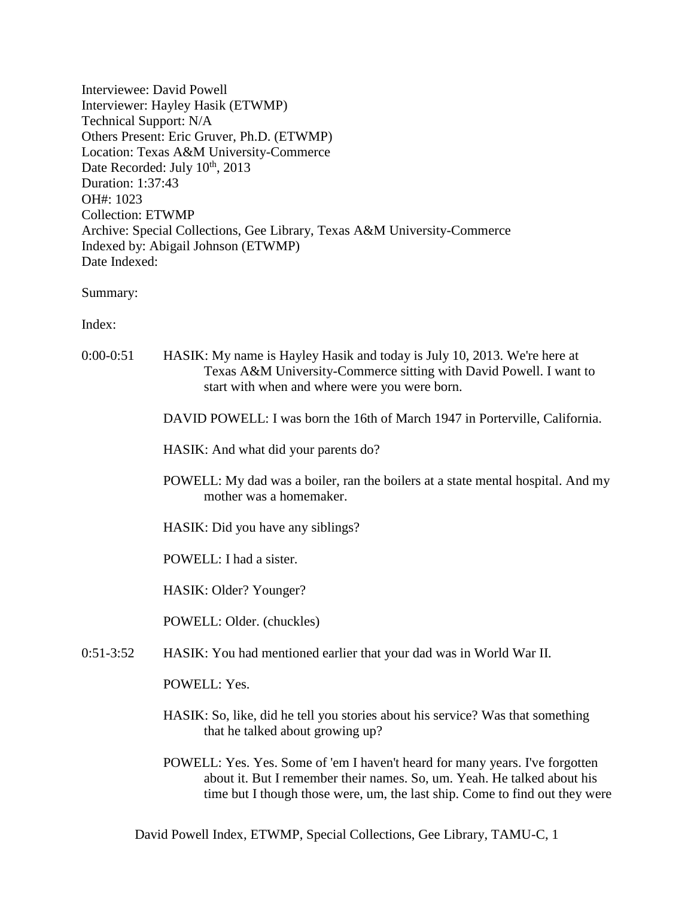Interviewee: David Powell
Interviewer: Hayley Hasik (ETWMP)
Technical Support: N/A
Others Present: Eric Gruver, Ph.D. (ETWMP)
Location: Texas A&M University-Commerce
Date Recorded: July 10th, 2013
Duration: 1:37:43
OH#: 1023
Collection: ETWMP
Archive: Special Collections, Gee Library, Texas A&M University-Commerce
Indexed by: Abigail Johnson (ETWMP)
Date Indexed:

Summary:

Index:

0:00-0:51 HASIK: My name is Hayley Hasik and today is July 10, 2013. We're here at Texas A&M University-Commerce sitting with David Powell. I want to start with when and where were you were born.

DAVID POWELL: I was born the 16th of March 1947 in Porterville, California.

HASIK: And what did your parents do?

POWELL: My dad was a boiler, ran the boilers at a state mental hospital. And my mother was a homemaker.

HASIK: Did you have any siblings?

POWELL: I had a sister.

HASIK: Older? Younger?

POWELL: Older. (chuckles)

0:51-3:52 HASIK: You had mentioned earlier that your dad was in World War II.

POWELL: Yes.

HASIK: So, like, did he tell you stories about his service? Was that something that he talked about growing up?

POWELL: Yes. Yes. Some of 'em I haven't heard for many years. I've forgotten about it. But I remember their names. So, um. Yeah. He talked about his time but I though those were, um, the last ship. Come to find out they were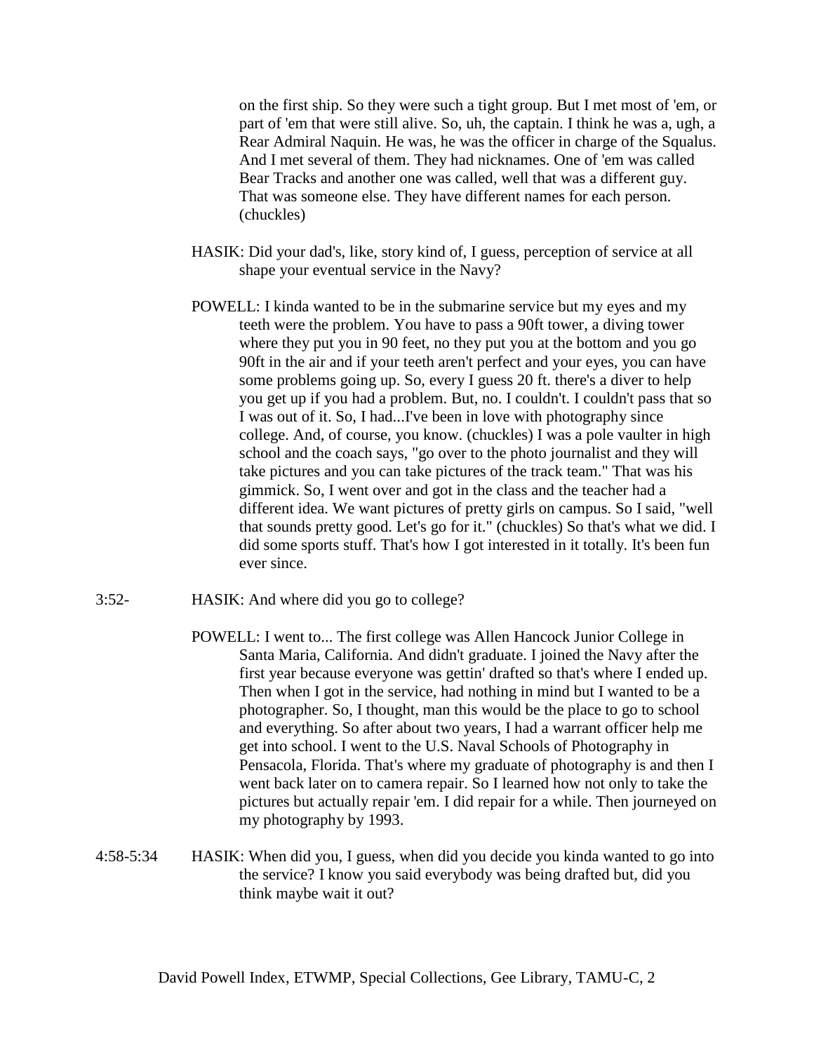on the first ship. So they were such a tight group. But I met most of 'em, or part of 'em that were still alive. So, uh, the captain. I think he was a, ugh, a Rear Admiral Naquin. He was, he was the officer in charge of the Squalus. And I met several of them. They had nicknames. One of 'em was called Bear Tracks and another one was called, well that was a different guy. That was someone else. They have different names for each person. (chuckles)

HASIK: Did your dad's, like, story kind of, I guess, perception of service at all shape your eventual service in the Navy?

POWELL: I kinda wanted to be in the submarine service but my eyes and my teeth were the problem. You have to pass a 90ft tower, a diving tower where they put you in 90 feet, no they put you at the bottom and you go 90ft in the air and if your teeth aren't perfect and your eyes, you can have some problems going up. So, every I guess 20 ft. there's a diver to help you get up if you had a problem. But, no. I couldn't. I couldn't pass that so I was out of it. So, I had...I've been in love with photography since college. And, of course, you know. (chuckles) I was a pole vaulter in high school and the coach says, "go over to the photo journalist and they will take pictures and you can take pictures of the track team." That was his gimmick. So, I went over and got in the class and the teacher had a different idea. We want pictures of pretty girls on campus. So I said, "well that sounds pretty good. Let's go for it." (chuckles) So that's what we did. I did some sports stuff. That's how I got interested in it totally. It's been fun ever since.

3:52- HASIK: And where did you go to college?

POWELL: I went to... The first college was Allen Hancock Junior College in Santa Maria, California. And didn't graduate. I joined the Navy after the first year because everyone was gettin' drafted so that's where I ended up. Then when I got in the service, had nothing in mind but I wanted to be a photographer. So, I thought, man this would be the place to go to school and everything. So after about two years, I had a warrant officer help me get into school. I went to the U.S. Naval Schools of Photography in Pensacola, Florida. That's where my graduate of photography is and then I went back later on to camera repair. So I learned how not only to take the pictures but actually repair 'em. I did repair for a while. Then journeyed on my photography by 1993.

4:58-5:34 HASIK: When did you, I guess, when did you decide you kinda wanted to go into the service? I know you said everybody was being drafted but, did you think maybe wait it out?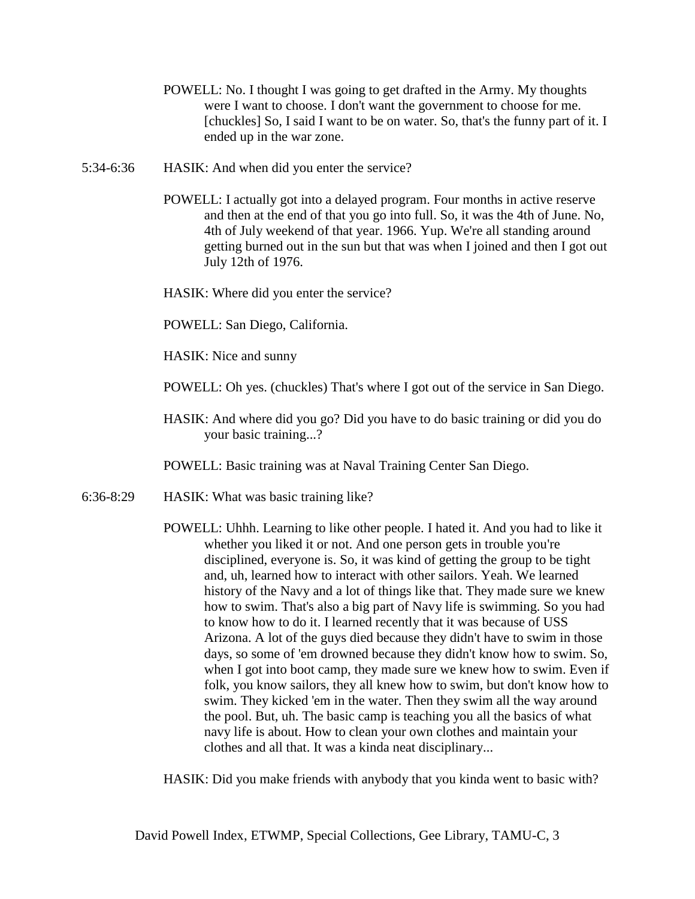POWELL: No. I thought I was going to get drafted in the Army. My thoughts were I want to choose. I don't want the government to choose for me. [chuckles] So, I said I want to be on water. So, that's the funny part of it. I ended up in the war zone.

5:34-6:36 HASIK: And when did you enter the service?

POWELL: I actually got into a delayed program. Four months in active reserve and then at the end of that you go into full. So, it was the 4th of June. No, 4th of July weekend of that year. 1966. Yup. We're all standing around getting burned out in the sun but that was when I joined and then I got out July 12th of 1976.

HASIK: Where did you enter the service?

POWELL: San Diego, California.

HASIK: Nice and sunny

POWELL: Oh yes. (chuckles) That's where I got out of the service in San Diego.

HASIK: And where did you go? Did you have to do basic training or did you do your basic training...?

POWELL: Basic training was at Naval Training Center San Diego.

6:36-8:29 HASIK: What was basic training like?

POWELL: Uhhh. Learning to like other people. I hated it. And you had to like it whether you liked it or not. And one person gets in trouble you're disciplined, everyone is. So, it was kind of getting the group to be tight and, uh, learned how to interact with other sailors. Yeah. We learned history of the Navy and a lot of things like that. They made sure we knew how to swim. That's also a big part of Navy life is swimming. So you had to know how to do it. I learned recently that it was because of USS Arizona. A lot of the guys died because they didn't have to swim in those days, so some of 'em drowned because they didn't know how to swim. So, when I got into boot camp, they made sure we knew how to swim. Even if folk, you know sailors, they all knew how to swim, but don't know how to swim. They kicked 'em in the water. Then they swim all the way around the pool. But, uh. The basic camp is teaching you all the basics of what navy life is about. How to clean your own clothes and maintain your clothes and all that. It was a kinda neat disciplinary...

HASIK: Did you make friends with anybody that you kinda went to basic with?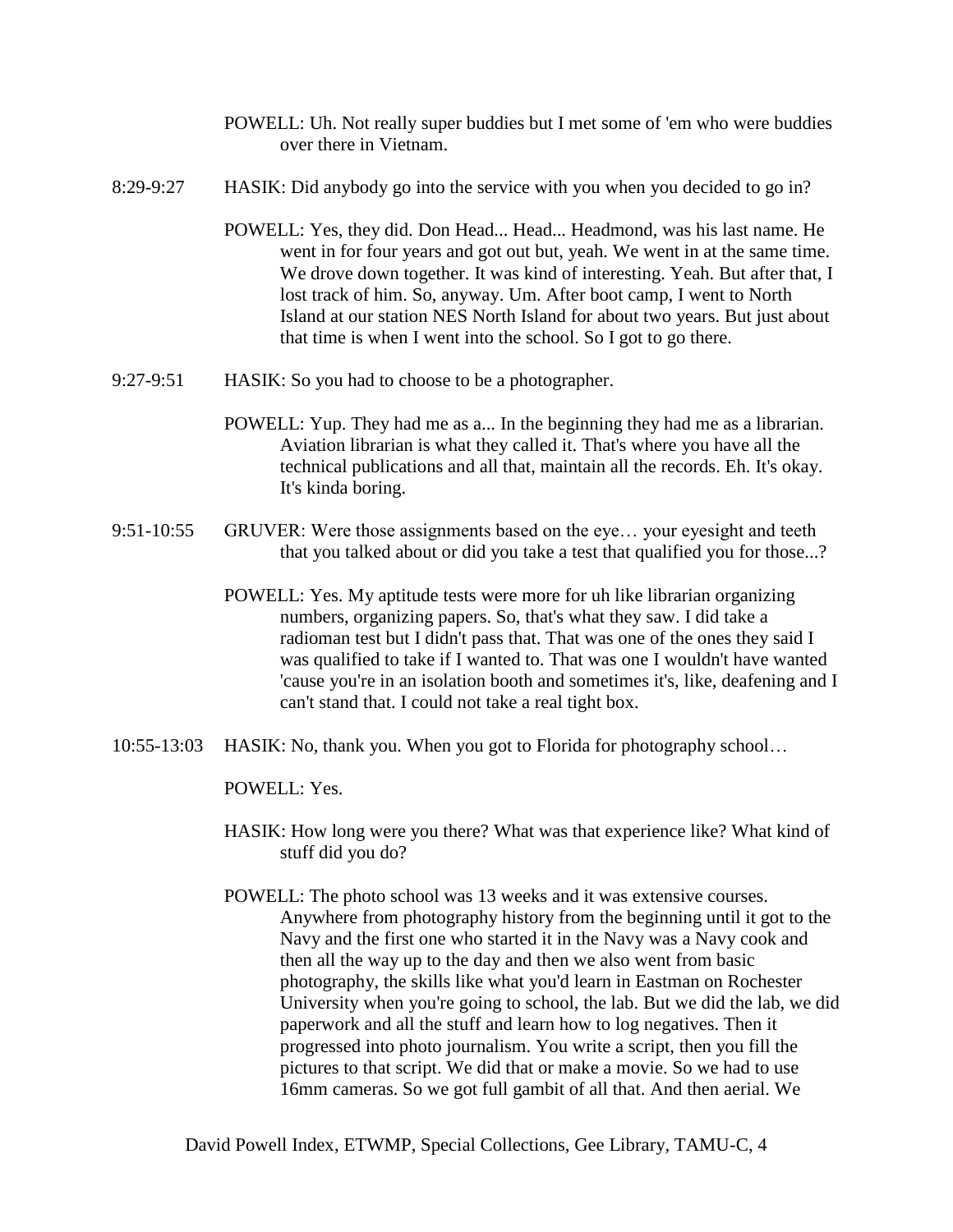POWELL: Uh. Not really super buddies but I met some of 'em who were buddies over there in Vietnam.

8:29-9:27 HASIK: Did anybody go into the service with you when you decided to go in?

POWELL: Yes, they did. Don Head... Head... Headmond, was his last name. He went in for four years and got out but, yeah. We went in at the same time. We drove down together. It was kind of interesting. Yeah. But after that, I lost track of him. So, anyway. Um. After boot camp, I went to North Island at our station NES North Island for about two years. But just about that time is when I went into the school. So I got to go there.

9:27-9:51 HASIK: So you had to choose to be a photographer.

POWELL: Yup. They had me as a... In the beginning they had me as a librarian. Aviation librarian is what they called it. That's where you have all the technical publications and all that, maintain all the records. Eh. It's okay. It's kinda boring.

9:51-10:55 GRUVER: Were those assignments based on the eye… your eyesight and teeth that you talked about or did you take a test that qualified you for those...?

POWELL: Yes. My aptitude tests were more for uh like librarian organizing numbers, organizing papers. So, that's what they saw. I did take a radioman test but I didn't pass that. That was one of the ones they said I was qualified to take if I wanted to. That was one I wouldn't have wanted 'cause you're in an isolation booth and sometimes it's, like, deafening and I can't stand that. I could not take a real tight box.

10:55-13:03 HASIK: No, thank you. When you got to Florida for photography school…

POWELL: Yes.

HASIK: How long were you there? What was that experience like? What kind of stuff did you do?

POWELL: The photo school was 13 weeks and it was extensive courses. Anywhere from photography history from the beginning until it got to the Navy and the first one who started it in the Navy was a Navy cook and then all the way up to the day and then we also went from basic photography, the skills like what you'd learn in Eastman on Rochester University when you're going to school, the lab. But we did the lab, we did paperwork and all the stuff and learn how to log negatives. Then it progressed into photo journalism. You write a script, then you fill the pictures to that script. We did that or make a movie. So we had to use 16mm cameras. So we got full gambit of all that. And then aerial. We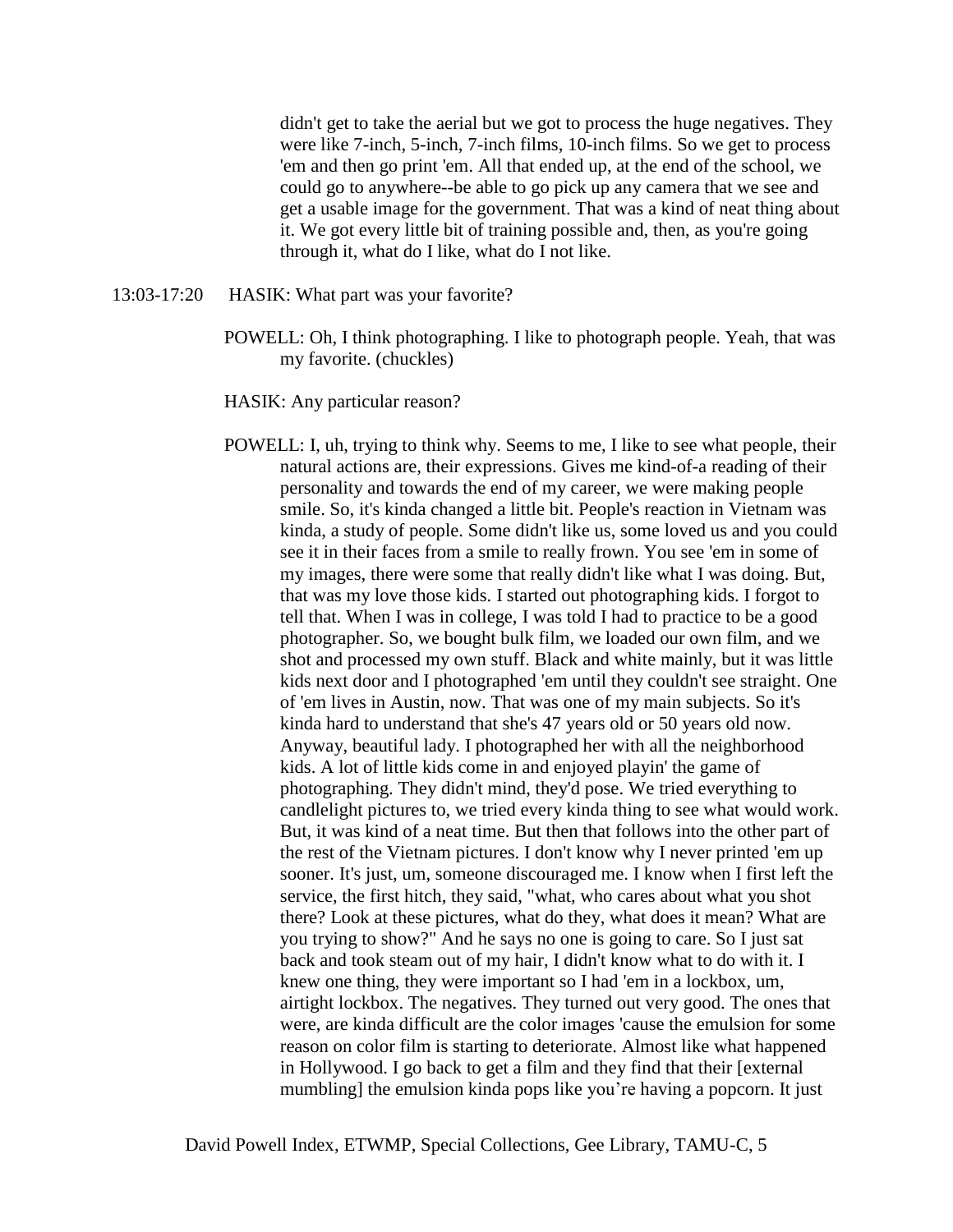didn't get to take the aerial but we got to process the huge negatives. They were like 7-inch, 5-inch, 7-inch films, 10-inch films. So we get to process 'em and then go print 'em. All that ended up, at the end of the school, we could go to anywhere--be able to go pick up any camera that we see and get a usable image for the government. That was a kind of neat thing about it. We got every little bit of training possible and, then, as you're going through it, what do I like, what do I not like.

13:03-17:20 HASIK: What part was your favorite?

POWELL: Oh, I think photographing. I like to photograph people. Yeah, that was my favorite. (chuckles)

HASIK: Any particular reason?

POWELL: I, uh, trying to think why. Seems to me, I like to see what people, their natural actions are, their expressions. Gives me kind-of-a reading of their personality and towards the end of my career, we were making people smile. So, it's kinda changed a little bit. People's reaction in Vietnam was kinda, a study of people. Some didn't like us, some loved us and you could see it in their faces from a smile to really frown. You see 'em in some of my images, there were some that really didn't like what I was doing. But, that was my love those kids. I started out photographing kids. I forgot to tell that. When I was in college, I was told I had to practice to be a good photographer. So, we bought bulk film, we loaded our own film, and we shot and processed my own stuff. Black and white mainly, but it was little kids next door and I photographed 'em until they couldn't see straight. One of 'em lives in Austin, now. That was one of my main subjects. So it's kinda hard to understand that she's 47 years old or 50 years old now. Anyway, beautiful lady. I photographed her with all the neighborhood kids. A lot of little kids come in and enjoyed playin' the game of photographing. They didn't mind, they'd pose. We tried everything to candlelight pictures to, we tried every kinda thing to see what would work. But, it was kind of a neat time. But then that follows into the other part of the rest of the Vietnam pictures. I don't know why I never printed 'em up sooner. It's just, um, someone discouraged me. I know when I first left the service, the first hitch, they said, "what, who cares about what you shot there? Look at these pictures, what do they, what does it mean? What are you trying to show?" And he says no one is going to care. So I just sat back and took steam out of my hair, I didn't know what to do with it. I knew one thing, they were important so I had 'em in a lockbox, um, airtight lockbox. The negatives. They turned out very good. The ones that were, are kinda difficult are the color images 'cause the emulsion for some reason on color film is starting to deteriorate. Almost like what happened in Hollywood. I go back to get a film and they find that their [external mumbling] the emulsion kinda pops like you're having a popcorn. It just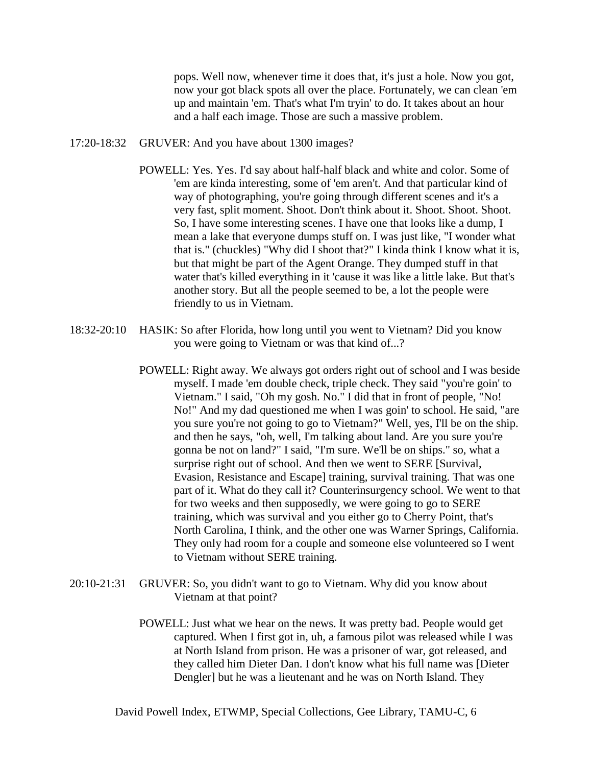pops. Well now, whenever time it does that, it's just a hole. Now you got, now your got black spots all over the place. Fortunately, we can clean 'em up and maintain 'em. That's what I'm tryin' to do. It takes about an hour and a half each image. Those are such a massive problem.

17:20-18:32 GRUVER: And you have about 1300 images?

POWELL: Yes. Yes. I'd say about half-half black and white and color. Some of 'em are kinda interesting, some of 'em aren't. And that particular kind of way of photographing, you're going through different scenes and it's a very fast, split moment. Shoot. Don't think about it. Shoot. Shoot. Shoot. So, I have some interesting scenes. I have one that looks like a dump, I mean a lake that everyone dumps stuff on. I was just like, "I wonder what that is." (chuckles) "Why did I shoot that?" I kinda think I know what it is, but that might be part of the Agent Orange. They dumped stuff in that water that's killed everything in it 'cause it was like a little lake. But that's another story. But all the people seemed to be, a lot the people were friendly to us in Vietnam.

18:32-20:10 HASIK: So after Florida, how long until you went to Vietnam? Did you know you were going to Vietnam or was that kind of...?

POWELL: Right away. We always got orders right out of school and I was beside myself. I made 'em double check, triple check. They said "you're goin' to Vietnam." I said, "Oh my gosh. No." I did that in front of people, "No! No!" And my dad questioned me when I was goin' to school. He said, "are you sure you're not going to go to Vietnam?" Well, yes, I'll be on the ship. and then he says, "oh, well, I'm talking about land. Are you sure you're gonna be not on land?" I said, "I'm sure. We'll be on ships." so, what a surprise right out of school. And then we went to SERE [Survival, Evasion, Resistance and Escape] training, survival training. That was one part of it. What do they call it? Counterinsurgency school. We went to that for two weeks and then supposedly, we were going to go to SERE training, which was survival and you either go to Cherry Point, that's North Carolina, I think, and the other one was Warner Springs, California. They only had room for a couple and someone else volunteered so I went to Vietnam without SERE training.

20:10-21:31 GRUVER: So, you didn't want to go to Vietnam. Why did you know about Vietnam at that point?

POWELL: Just what we hear on the news. It was pretty bad. People would get captured. When I first got in, uh, a famous pilot was released while I was at North Island from prison. He was a prisoner of war, got released, and they called him Dieter Dan. I don't know what his full name was [Dieter Dengler] but he was a lieutenant and he was on North Island. They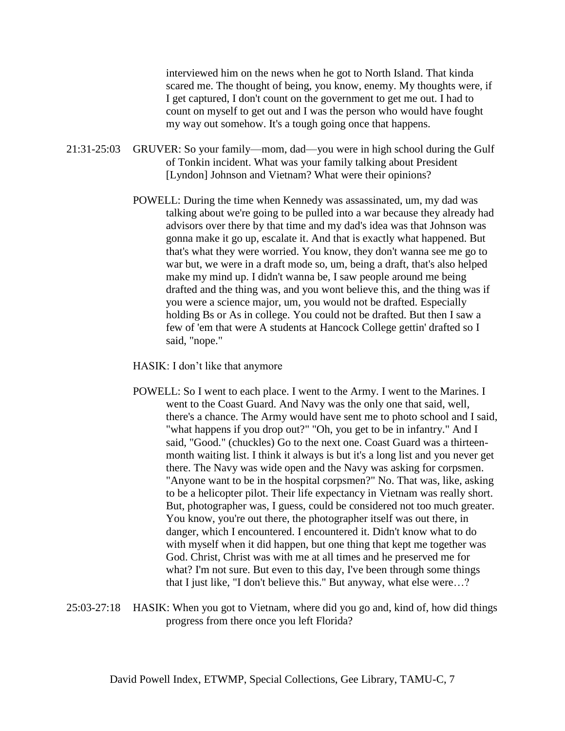interviewed him on the news when he got to North Island. That kinda scared me. The thought of being, you know, enemy. My thoughts were, if I get captured, I don't count on the government to get me out. I had to count on myself to get out and I was the person who would have fought my way out somehow. It's a tough going once that happens.

21:31-25:03 GRUVER: So your family—mom, dad—you were in high school during the Gulf of Tonkin incident. What was your family talking about President [Lyndon] Johnson and Vietnam? What were their opinions?

POWELL: During the time when Kennedy was assassinated, um, my dad was talking about we're going to be pulled into a war because they already had advisors over there by that time and my dad's idea was that Johnson was gonna make it go up, escalate it. And that is exactly what happened. But that's what they were worried. You know, they don't wanna see me go to war but, we were in a draft mode so, um, being a draft, that's also helped make my mind up. I didn't wanna be, I saw people around me being drafted and the thing was, and you wont believe this, and the thing was if you were a science major, um, you would not be drafted. Especially holding Bs or As in college. You could not be drafted. But then I saw a few of 'em that were A students at Hancock College gettin' drafted so I said, "nope."

HASIK: I don't like that anymore

POWELL: So I went to each place. I went to the Army. I went to the Marines. I went to the Coast Guard. And Navy was the only one that said, well, there's a chance. The Army would have sent me to photo school and I said, "what happens if you drop out?" "Oh, you get to be in infantry." And I said, "Good." (chuckles) Go to the next one. Coast Guard was a thirteen-month waiting list. I think it always is but it's a long list and you never get there. The Navy was wide open and the Navy was asking for corpsmen. "Anyone want to be in the hospital corpsmen?" No. That was, like, asking to be a helicopter pilot. Their life expectancy in Vietnam was really short. But, photographer was, I guess, could be considered not too much greater. You know, you're out there, the photographer itself was out there, in danger, which I encountered. I encountered it. Didn't know what to do with myself when it did happen, but one thing that kept me together was God. Christ, Christ was with me at all times and he preserved me for what? I'm not sure. But even to this day, I've been through some things that I just like, "I don't believe this." But anyway, what else were…?

25:03-27:18 HASIK: When you got to Vietnam, where did you go and, kind of, how did things progress from there once you left Florida?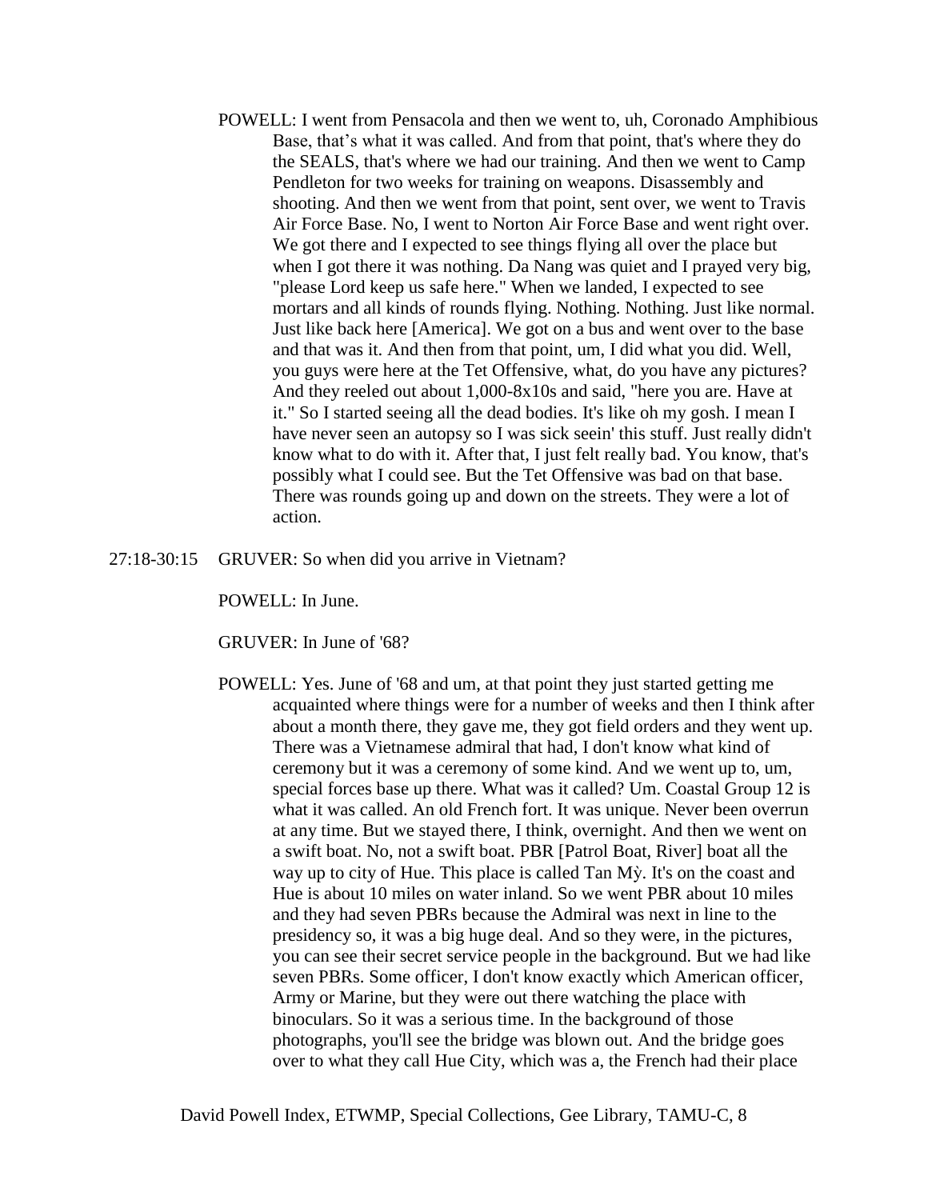POWELL: I went from Pensacola and then we went to, uh, Coronado Amphibious Base, that's what it was called. And from that point, that's where they do the SEALS, that's where we had our training. And then we went to Camp Pendleton for two weeks for training on weapons. Disassembly and shooting. And then we went from that point, sent over, we went to Travis Air Force Base. No, I went to Norton Air Force Base and went right over. We got there and I expected to see things flying all over the place but when I got there it was nothing. Da Nang was quiet and I prayed very big, "please Lord keep us safe here." When we landed, I expected to see mortars and all kinds of rounds flying. Nothing. Nothing. Just like normal. Just like back here [America]. We got on a bus and went over to the base and that was it. And then from that point, um, I did what you did. Well, you guys were here at the Tet Offensive, what, do you have any pictures? And they reeled out about 1,000-8x10s and said, "here you are. Have at it." So I started seeing all the dead bodies. It's like oh my gosh. I mean I have never seen an autopsy so I was sick seein' this stuff. Just really didn't know what to do with it. After that, I just felt really bad. You know, that's possibly what I could see. But the Tet Offensive was bad on that base. There was rounds going up and down on the streets. They were a lot of action.

27:18-30:15 GRUVER: So when did you arrive in Vietnam?

POWELL: In June.

GRUVER: In June of '68?

POWELL: Yes. June of '68 and um, at that point they just started getting me acquainted where things were for a number of weeks and then I think after about a month there, they gave me, they got field orders and they went up. There was a Vietnamese admiral that had, I don't know what kind of ceremony but it was a ceremony of some kind. And we went up to, um, special forces base up there. What was it called? Um. Coastal Group 12 is what it was called. An old French fort. It was unique. Never been overrun at any time. But we stayed there, I think, overnight. And then we went on a swift boat. No, not a swift boat. PBR [Patrol Boat, River] boat all the way up to city of Hue. This place is called Tan Mỳ. It's on the coast and Hue is about 10 miles on water inland. So we went PBR about 10 miles and they had seven PBRs because the Admiral was next in line to the presidency so, it was a big huge deal. And so they were, in the pictures, you can see their secret service people in the background. But we had like seven PBRs. Some officer, I don't know exactly which American officer, Army or Marine, but they were out there watching the place with binoculars. So it was a serious time. In the background of those photographs, you'll see the bridge was blown out. And the bridge goes over to what they call Hue City, which was a, the French had their place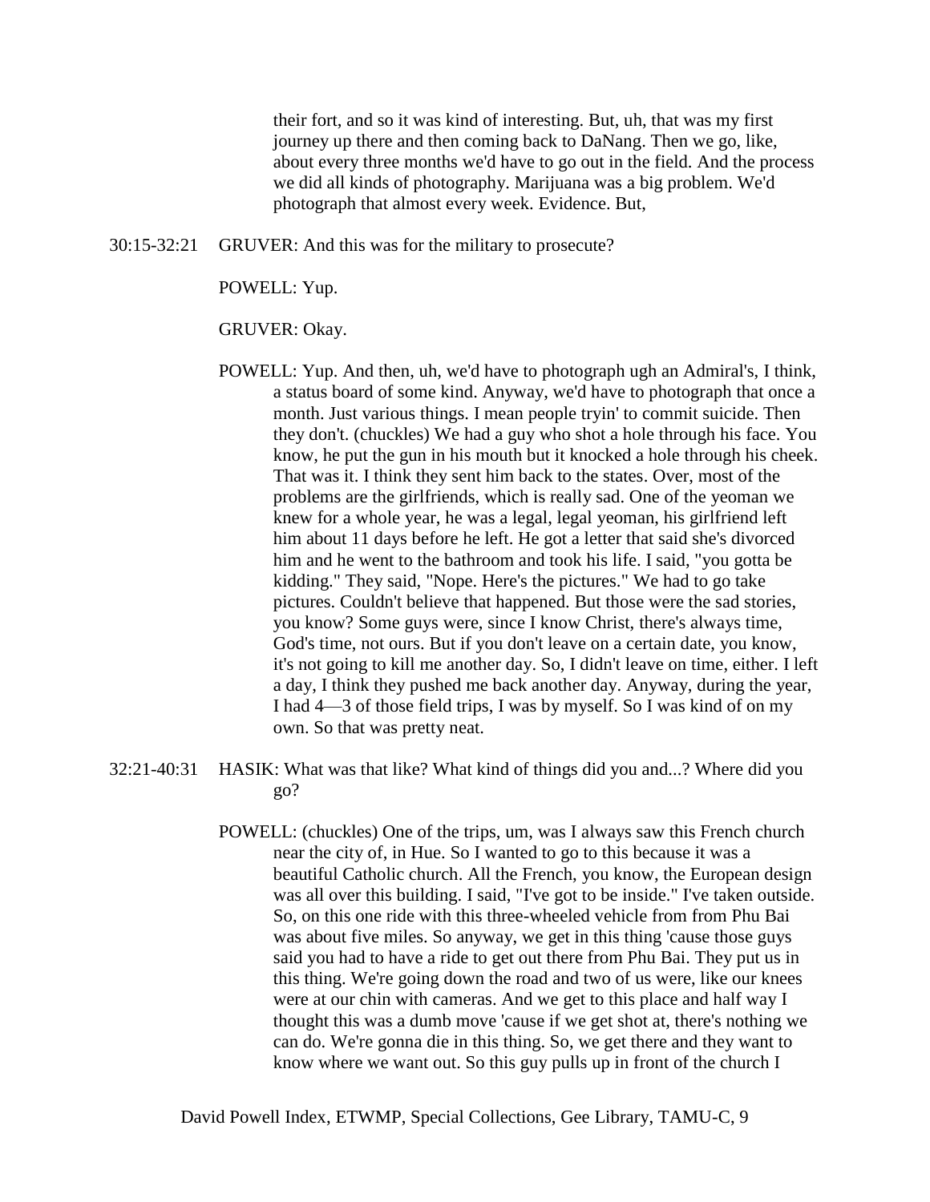their fort, and so it was kind of interesting. But, uh, that was my first journey up there and then coming back to DaNang. Then we go, like, about every three months we'd have to go out in the field. And the process we did all kinds of photography. Marijuana was a big problem. We'd photograph that almost every week. Evidence. But,

30:15-32:21 GRUVER: And this was for the military to prosecute?

POWELL: Yup.

GRUVER: Okay.

POWELL: Yup. And then, uh, we'd have to photograph ugh an Admiral's, I think, a status board of some kind. Anyway, we'd have to photograph that once a month. Just various things. I mean people tryin' to commit suicide. Then they don't. (chuckles) We had a guy who shot a hole through his face. You know, he put the gun in his mouth but it knocked a hole through his cheek. That was it. I think they sent him back to the states. Over, most of the problems are the girlfriends, which is really sad. One of the yeoman we knew for a whole year, he was a legal, legal yeoman, his girlfriend left him about 11 days before he left. He got a letter that said she's divorced him and he went to the bathroom and took his life. I said, "you gotta be kidding." They said, "Nope. Here's the pictures." We had to go take pictures. Couldn't believe that happened. But those were the sad stories, you know? Some guys were, since I know Christ, there's always time, God's time, not ours. But if you don't leave on a certain date, you know, it's not going to kill me another day. So, I didn't leave on time, either. I left a day, I think they pushed me back another day. Anyway, during the year, I had 4—3 of those field trips, I was by myself. So I was kind of on my own. So that was pretty neat.

32:21-40:31 HASIK: What was that like? What kind of things did you and...? Where did you go?

POWELL: (chuckles) One of the trips, um, was I always saw this French church near the city of, in Hue. So I wanted to go to this because it was a beautiful Catholic church. All the French, you know, the European design was all over this building. I said, "I've got to be inside." I've taken outside. So, on this one ride with this three-wheeled vehicle from from Phu Bai was about five miles. So anyway, we get in this thing 'cause those guys said you had to have a ride to get out there from Phu Bai. They put us in this thing. We're going down the road and two of us were, like our knees were at our chin with cameras. And we get to this place and half way I thought this was a dumb move 'cause if we get shot at, there's nothing we can do. We're gonna die in this thing. So, we get there and they want to know where we want out. So this guy pulls up in front of the church I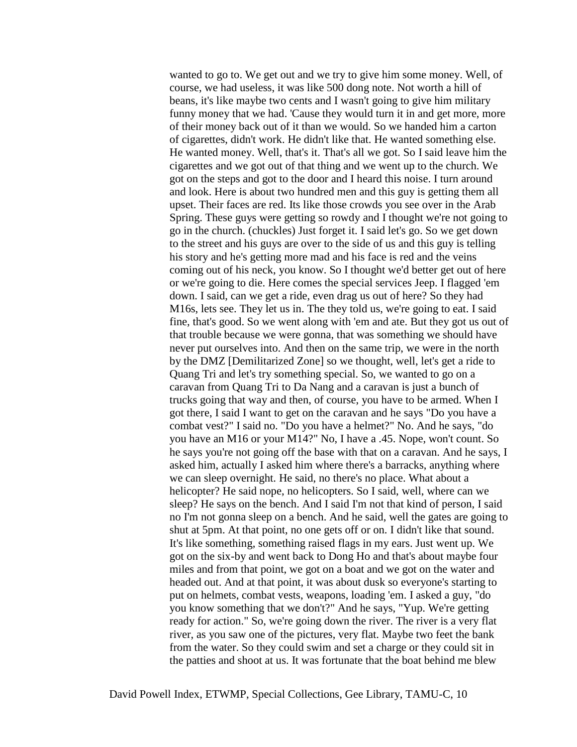wanted to go to. We get out and we try to give him some money. Well, of course, we had useless, it was like 500 dong note. Not worth a hill of beans, it's like maybe two cents and I wasn't going to give him military funny money that we had. 'Cause they would turn it in and get more, more of their money back out of it than we would. So we handed him a carton of cigarettes, didn't work. He didn't like that. He wanted something else. He wanted money. Well, that's it. That's all we got. So I said leave him the cigarettes and we got out of that thing and we went up to the church. We got on the steps and got to the door and I heard this noise. I turn around and look. Here is about two hundred men and this guy is getting them all upset. Their faces are red. Its like those crowds you see over in the Arab Spring. These guys were getting so rowdy and I thought we're not going to go in the church. (chuckles) Just forget it. I said let's go. So we get down to the street and his guys are over to the side of us and this guy is telling his story and he's getting more mad and his face is red and the veins coming out of his neck, you know. So I thought we'd better get out of here or we're going to die. Here comes the special services Jeep. I flagged 'em down. I said, can we get a ride, even drag us out of here? So they had M16s, lets see. They let us in. The they told us, we're going to eat. I said fine, that's good. So we went along with 'em and ate. But they got us out of that trouble because we were gonna, that was something we should have never put ourselves into. And then on the same trip, we were in the north by the DMZ [Demilitarized Zone] so we thought, well, let's get a ride to Quang Tri and let's try something special. So, we wanted to go on a caravan from Quang Tri to Da Nang and a caravan is just a bunch of trucks going that way and then, of course, you have to be armed. When I got there, I said I want to get on the caravan and he says "Do you have a combat vest?" I said no. "Do you have a helmet?" No. And he says, "do you have an M16 or your M14?" No, I have a .45. Nope, won't count. So he says you're not going off the base with that on a caravan. And he says, I asked him, actually I asked him where there's a barracks, anything where we can sleep overnight. He said, no there's no place. What about a helicopter? He said nope, no helicopters. So I said, well, where can we sleep? He says on the bench. And I said I'm not that kind of person, I said no I'm not gonna sleep on a bench. And he said, well the gates are going to shut at 5pm. At that point, no one gets off or on. I didn't like that sound. It's like something, something raised flags in my ears. Just went up. We got on the six-by and went back to Dong Ho and that's about maybe four miles and from that point, we got on a boat and we got on the water and headed out. And at that point, it was about dusk so everyone's starting to put on helmets, combat vests, weapons, loading 'em. I asked a guy, "do you know something that we don't?" And he says, "Yup. We're getting ready for action." So, we're going down the river. The river is a very flat river, as you saw one of the pictures, very flat. Maybe two feet the bank from the water. So they could swim and set a charge or they could sit in the patties and shoot at us. It was fortunate that the boat behind me blew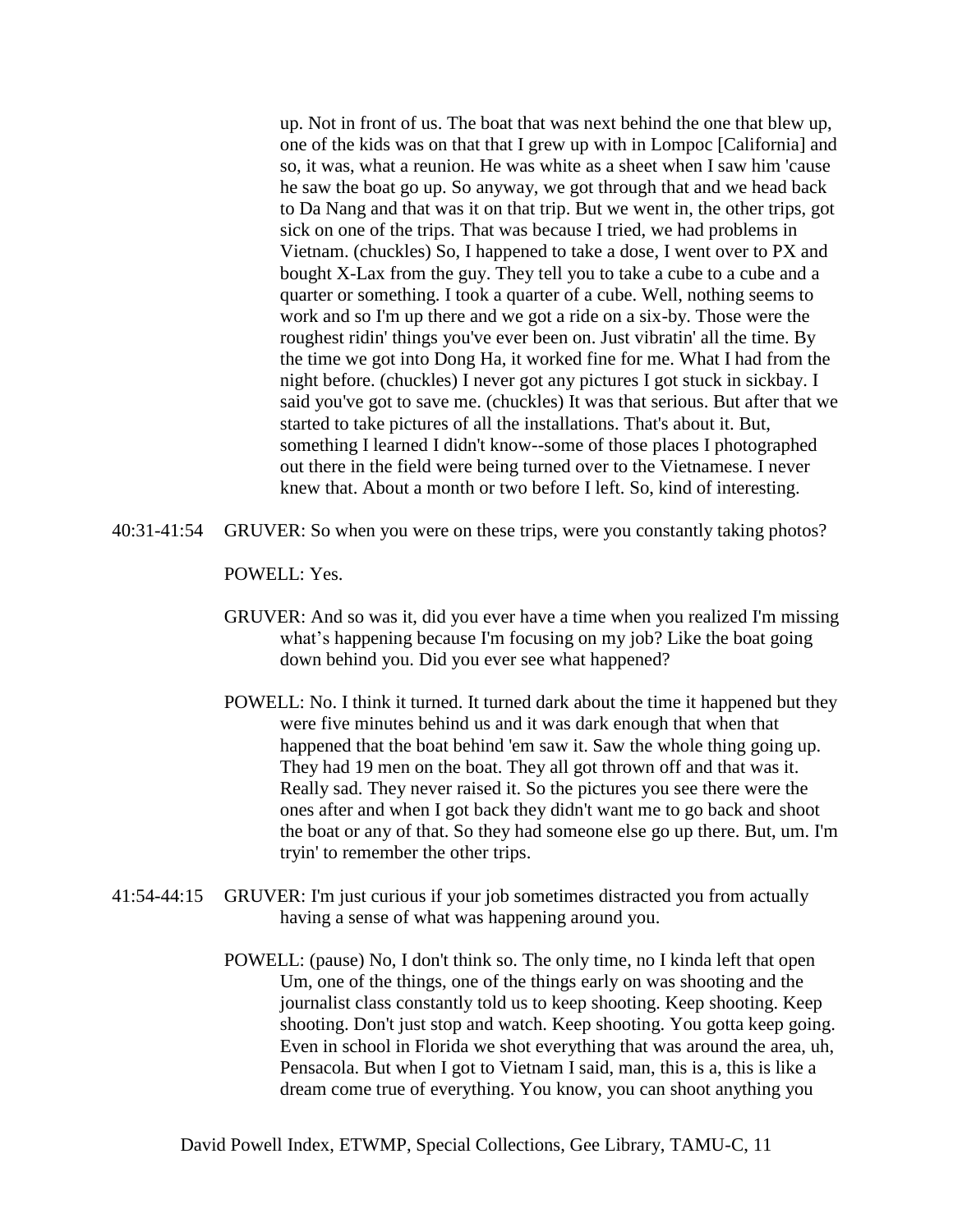up. Not in front of us. The boat that was next behind the one that blew up, one of the kids was on that that I grew up with in Lompoc [California] and so, it was, what a reunion. He was white as a sheet when I saw him 'cause he saw the boat go up. So anyway, we got through that and we head back to Da Nang and that was it on that trip. But we went in, the other trips, got sick on one of the trips. That was because I tried, we had problems in Vietnam. (chuckles) So, I happened to take a dose, I went over to PX and bought X-Lax from the guy. They tell you to take a cube to a cube and a quarter or something. I took a quarter of a cube. Well, nothing seems to work and so I'm up there and we got a ride on a six-by. Those were the roughest ridin' things you've ever been on. Just vibratin' all the time. By the time we got into Dong Ha, it worked fine for me. What I had from the night before. (chuckles) I never got any pictures I got stuck in sickbay. I said you've got to save me. (chuckles) It was that serious. But after that we started to take pictures of all the installations. That's about it. But, something I learned I didn't know--some of those places I photographed out there in the field were being turned over to the Vietnamese. I never knew that. About a month or two before I left. So, kind of interesting.

40:31-41:54 GRUVER: So when you were on these trips, were you constantly taking photos?

POWELL: Yes.

GRUVER: And so was it, did you ever have a time when you realized I'm missing what's happening because I'm focusing on my job? Like the boat going down behind you. Did you ever see what happened?

POWELL: No. I think it turned. It turned dark about the time it happened but they were five minutes behind us and it was dark enough that when that happened that the boat behind 'em saw it. Saw the whole thing going up. They had 19 men on the boat. They all got thrown off and that was it. Really sad. They never raised it. So the pictures you see there were the ones after and when I got back they didn't want me to go back and shoot the boat or any of that. So they had someone else go up there. But, um. I'm tryin' to remember the other trips.

41:54-44:15 GRUVER: I'm just curious if your job sometimes distracted you from actually having a sense of what was happening around you.

POWELL: (pause) No, I don't think so. The only time, no I kinda left that open Um, one of the things, one of the things early on was shooting and the journalist class constantly told us to keep shooting. Keep shooting. Keep shooting. Don't just stop and watch. Keep shooting. You gotta keep going. Even in school in Florida we shot everything that was around the area, uh, Pensacola. But when I got to Vietnam I said, man, this is a, this is like a dream come true of everything. You know, you can shoot anything you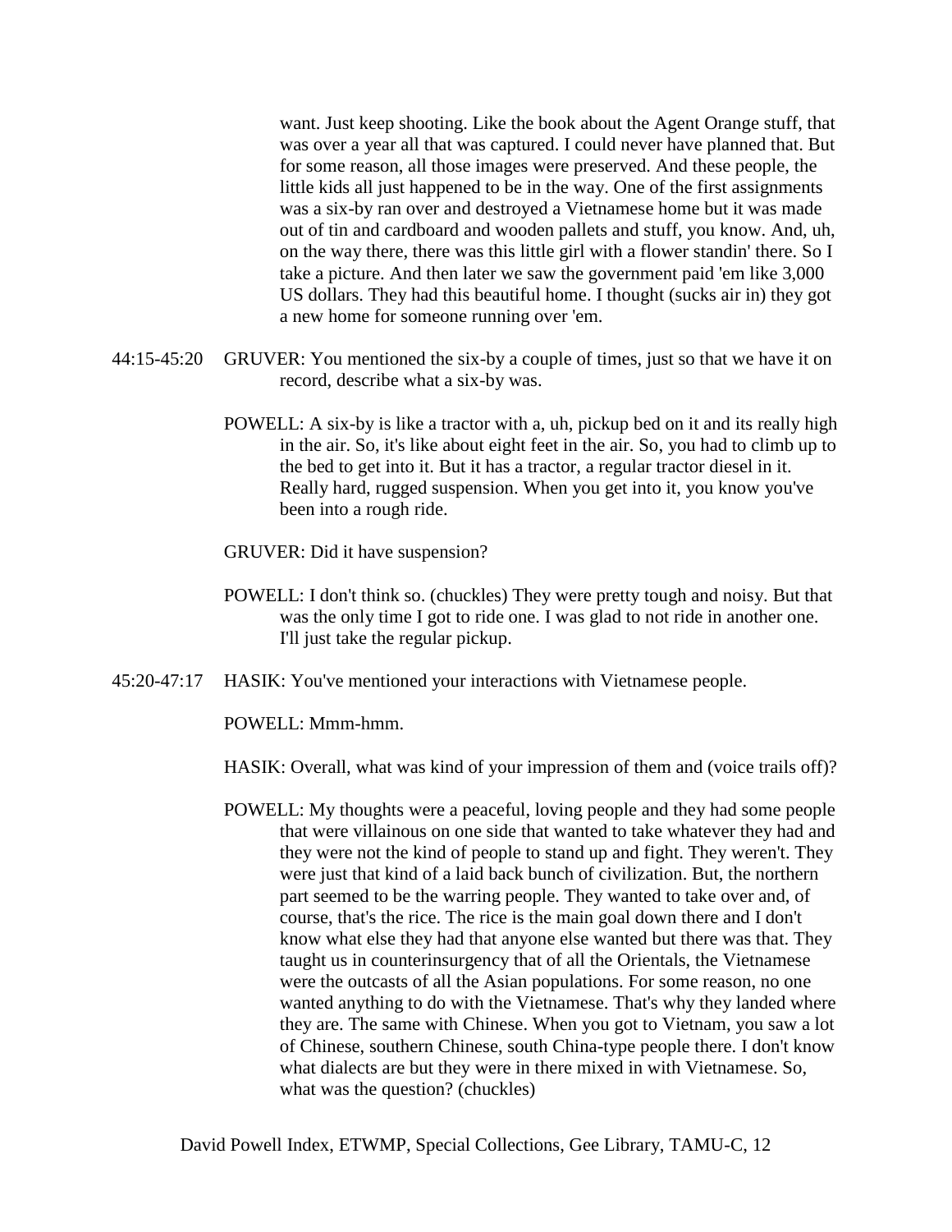want. Just keep shooting. Like the book about the Agent Orange stuff, that was over a year all that was captured. I could never have planned that. But for some reason, all those images were preserved. And these people, the little kids all just happened to be in the way. One of the first assignments was a six-by ran over and destroyed a Vietnamese home but it was made out of tin and cardboard and wooden pallets and stuff, you know. And, uh, on the way there, there was this little girl with a flower standin' there. So I take a picture. And then later we saw the government paid 'em like 3,000 US dollars. They had this beautiful home. I thought (sucks air in) they got a new home for someone running over 'em.

44:15-45:20 GRUVER: You mentioned the six-by a couple of times, just so that we have it on record, describe what a six-by was.

POWELL: A six-by is like a tractor with a, uh, pickup bed on it and its really high in the air. So, it's like about eight feet in the air. So, you had to climb up to the bed to get into it. But it has a tractor, a regular tractor diesel in it. Really hard, rugged suspension. When you get into it, you know you've been into a rough ride.

GRUVER: Did it have suspension?

POWELL: I don't think so. (chuckles) They were pretty tough and noisy. But that was the only time I got to ride one. I was glad to not ride in another one. I'll just take the regular pickup.

45:20-47:17 HASIK: You've mentioned your interactions with Vietnamese people.

POWELL: Mmm-hmm.

HASIK: Overall, what was kind of your impression of them and (voice trails off)?

POWELL: My thoughts were a peaceful, loving people and they had some people that were villainous on one side that wanted to take whatever they had and they were not the kind of people to stand up and fight. They weren't. They were just that kind of a laid back bunch of civilization. But, the northern part seemed to be the warring people. They wanted to take over and, of course, that's the rice. The rice is the main goal down there and I don't know what else they had that anyone else wanted but there was that. They taught us in counterinsurgency that of all the Orientals, the Vietnamese were the outcasts of all the Asian populations. For some reason, no one wanted anything to do with the Vietnamese. That's why they landed where they are. The same with Chinese. When you got to Vietnam, you saw a lot of Chinese, southern Chinese, south China-type people there. I don't know what dialects are but they were in there mixed in with Vietnamese. So, what was the question? (chuckles)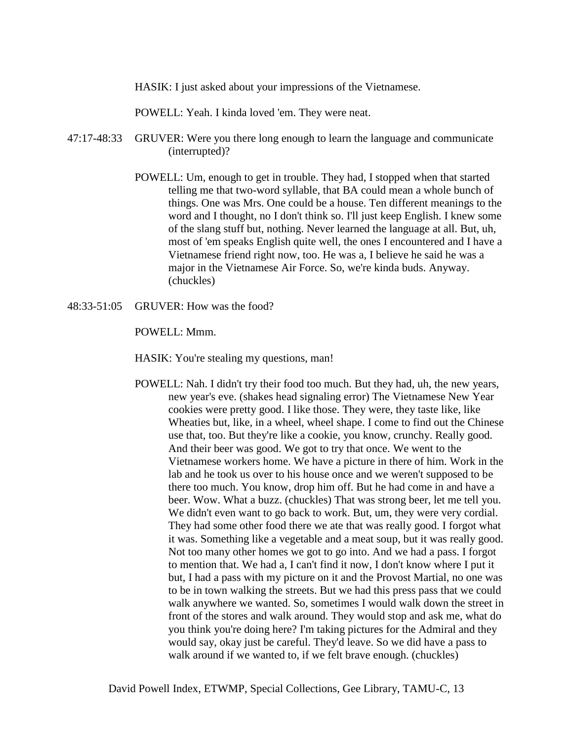HASIK: I just asked about your impressions of the Vietnamese.

POWELL: Yeah. I kinda loved 'em. They were neat.

47:17-48:33 GRUVER: Were you there long enough to learn the language and communicate (interrupted)?

POWELL: Um, enough to get in trouble. They had, I stopped when that started telling me that two-word syllable, that BA could mean a whole bunch of things. One was Mrs. One could be a house. Ten different meanings to the word and I thought, no I don't think so. I'll just keep English. I knew some of the slang stuff but, nothing. Never learned the language at all. But, uh, most of 'em speaks English quite well, the ones I encountered and I have a Vietnamese friend right now, too. He was a, I believe he said he was a major in the Vietnamese Air Force. So, we're kinda buds. Anyway. (chuckles)

48:33-51:05 GRUVER: How was the food?

POWELL: Mmm.

HASIK: You're stealing my questions, man!

POWELL: Nah. I didn't try their food too much. But they had, uh, the new years, new year's eve. (shakes head signaling error) The Vietnamese New Year cookies were pretty good. I like those. They were, they taste like, like Wheaties but, like, in a wheel, wheel shape. I come to find out the Chinese use that, too. But they're like a cookie, you know, crunchy. Really good. And their beer was good. We got to try that once. We went to the Vietnamese workers home. We have a picture in there of him. Work in the lab and he took us over to his house once and we weren't supposed to be there too much. You know, drop him off. But he had come in and have a beer. Wow. What a buzz. (chuckles) That was strong beer, let me tell you. We didn't even want to go back to work. But, um, they were very cordial. They had some other food there we ate that was really good. I forgot what it was. Something like a vegetable and a meat soup, but it was really good. Not too many other homes we got to go into. And we had a pass. I forgot to mention that. We had a, I can't find it now, I don't know where I put it but, I had a pass with my picture on it and the Provost Martial, no one was to be in town walking the streets. But we had this press pass that we could walk anywhere we wanted. So, sometimes I would walk down the street in front of the stores and walk around. They would stop and ask me, what do you think you're doing here? I'm taking pictures for the Admiral and they would say, okay just be careful. They'd leave. So we did have a pass to walk around if we wanted to, if we felt brave enough. (chuckles)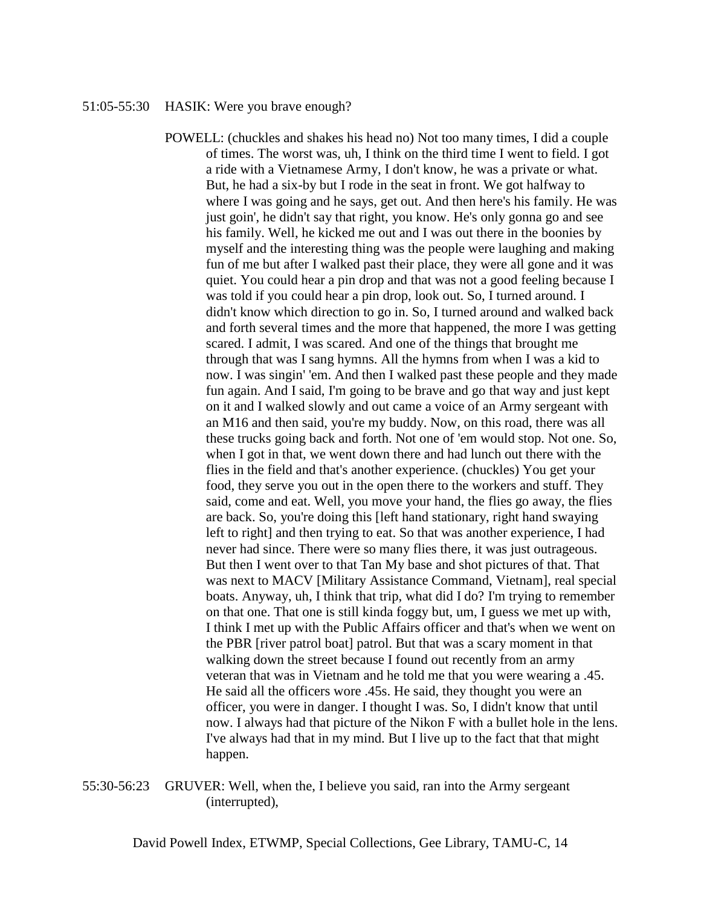51:05-55:30 HASIK: Were you brave enough?

POWELL: (chuckles and shakes his head no) Not too many times, I did a couple of times. The worst was, uh, I think on the third time I went to field. I got a ride with a Vietnamese Army, I don't know, he was a private or what. But, he had a six-by but I rode in the seat in front. We got halfway to where I was going and he says, get out. And then here's his family. He was just goin', he didn't say that right, you know. He's only gonna go and see his family. Well, he kicked me out and I was out there in the boonies by myself and the interesting thing was the people were laughing and making fun of me but after I walked past their place, they were all gone and it was quiet. You could hear a pin drop and that was not a good feeling because I was told if you could hear a pin drop, look out. So, I turned around. I didn't know which direction to go in. So, I turned around and walked back and forth several times and the more that happened, the more I was getting scared. I admit, I was scared. And one of the things that brought me through that was I sang hymns. All the hymns from when I was a kid to now. I was singin' 'em. And then I walked past these people and they made fun again. And I said, I'm going to be brave and go that way and just kept on it and I walked slowly and out came a voice of an Army sergeant with an M16 and then said, you're my buddy. Now, on this road, there was all these trucks going back and forth. Not one of 'em would stop. Not one. So, when I got in that, we went down there and had lunch out there with the flies in the field and that's another experience. (chuckles) You get your food, they serve you out in the open there to the workers and stuff. They said, come and eat. Well, you move your hand, the flies go away, the flies are back. So, you're doing this [left hand stationary, right hand swaying left to right] and then trying to eat. So that was another experience, I had never had since. There were so many flies there, it was just outrageous. But then I went over to that Tan My base and shot pictures of that. That was next to MACV [Military Assistance Command, Vietnam], real special boats. Anyway, uh, I think that trip, what did I do? I'm trying to remember on that one. That one is still kinda foggy but, um, I guess we met up with, I think I met up with the Public Affairs officer and that's when we went on the PBR [river patrol boat] patrol. But that was a scary moment in that walking down the street because I found out recently from an army veteran that was in Vietnam and he told me that you were wearing a .45. He said all the officers wore .45s. He said, they thought you were an officer, you were in danger. I thought I was. So, I didn't know that until now. I always had that picture of the Nikon F with a bullet hole in the lens. I've always had that in my mind. But I live up to the fact that that might happen.

55:30-56:23 GRUVER: Well, when the, I believe you said, ran into the Army sergeant (interrupted),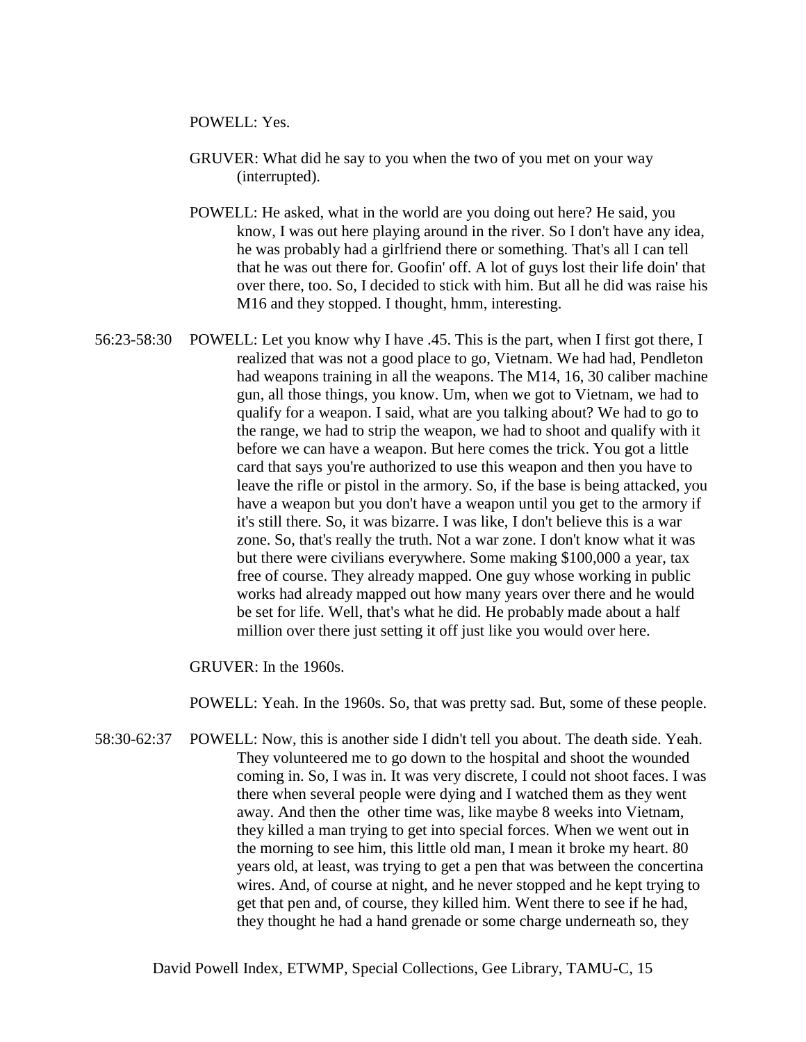POWELL: Yes.

GRUVER: What did he say to you when the two of you met on your way (interrupted).

POWELL: He asked, what in the world are you doing out here? He said, you know, I was out here playing around in the river. So I don't have any idea, he was probably had a girlfriend there or something. That's all I can tell that he was out there for. Goofin' off. A lot of guys lost their life doin' that over there, too. So, I decided to stick with him. But all he did was raise his M16 and they stopped. I thought, hmm, interesting.

56:23-58:30 POWELL: Let you know why I have .45. This is the part, when I first got there, I realized that was not a good place to go, Vietnam. We had had, Pendleton had weapons training in all the weapons. The M14, 16, 30 caliber machine gun, all those things, you know. Um, when we got to Vietnam, we had to qualify for a weapon. I said, what are you talking about? We had to go to the range, we had to strip the weapon, we had to shoot and qualify with it before we can have a weapon. But here comes the trick. You got a little card that says you're authorized to use this weapon and then you have to leave the rifle or pistol in the armory. So, if the base is being attacked, you have a weapon but you don't have a weapon until you get to the armory if it's still there. So, it was bizarre. I was like, I don't believe this is a war zone. So, that's really the truth. Not a war zone. I don't know what it was but there were civilians everywhere. Some making $100,000 a year, tax free of course. They already mapped. One guy whose working in public works had already mapped out how many years over there and he would be set for life. Well, that's what he did. He probably made about a half million over there just setting it off just like you would over here.

GRUVER: In the 1960s.

POWELL: Yeah. In the 1960s. So, that was pretty sad. But, some of these people.

58:30-62:37 POWELL: Now, this is another side I didn't tell you about. The death side. Yeah. They volunteered me to go down to the hospital and shoot the wounded coming in. So, I was in. It was very discrete, I could not shoot faces. I was there when several people were dying and I watched them as they went away. And then the other time was, like maybe 8 weeks into Vietnam, they killed a man trying to get into special forces. When we went out in the morning to see him, this little old man, I mean it broke my heart. 80 years old, at least, was trying to get a pen that was between the concertina wires. And, of course at night, and he never stopped and he kept trying to get that pen and, of course, they killed him. Went there to see if he had, they thought he had a hand grenade or some charge underneath so, they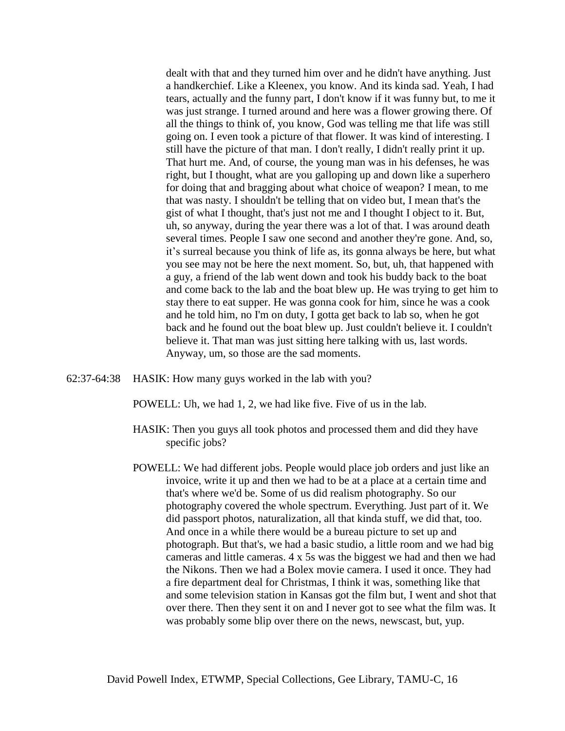dealt with that and they turned him over and he didn't have anything. Just a handkerchief. Like a Kleenex, you know. And its kinda sad. Yeah, I had tears, actually and the funny part, I don't know if it was funny but, to me it was just strange. I turned around and here was a flower growing there. Of all the things to think of, you know, God was telling me that life was still going on. I even took a picture of that flower. It was kind of interesting. I still have the picture of that man. I don't really, I didn't really print it up. That hurt me. And, of course, the young man was in his defenses, he was right, but I thought, what are you galloping up and down like a superhero for doing that and bragging about what choice of weapon? I mean, to me that was nasty. I shouldn't be telling that on video but, I mean that's the gist of what I thought, that's just not me and I thought I object to it. But, uh, so anyway, during the year there was a lot of that. I was around death several times. People I saw one second and another they're gone. And, so, it's surreal because you think of life as, its gonna always be here, but what you see may not be here the next moment. So, but, uh, that happened with a guy, a friend of the lab went down and took his buddy back to the boat and come back to the lab and the boat blew up. He was trying to get him to stay there to eat supper. He was gonna cook for him, since he was a cook and he told him, no I'm on duty, I gotta get back to lab so, when he got back and he found out the boat blew up. Just couldn't believe it. I couldn't believe it. That man was just sitting here talking with us, last words. Anyway, um, so those are the sad moments.

62:37-64:38 HASIK: How many guys worked in the lab with you?

POWELL: Uh, we had 1, 2, we had like five. Five of us in the lab.

HASIK: Then you guys all took photos and processed them and did they have specific jobs?

POWELL: We had different jobs. People would place job orders and just like an invoice, write it up and then we had to be at a place at a certain time and that's where we'd be. Some of us did realism photography. So our photography covered the whole spectrum. Everything. Just part of it. We did passport photos, naturalization, all that kinda stuff, we did that, too. And once in a while there would be a bureau picture to set up and photograph. But that's, we had a basic studio, a little room and we had big cameras and little cameras. 4 x 5s was the biggest we had and then we had the Nikons. Then we had a Bolex movie camera. I used it once. They had a fire department deal for Christmas, I think it was, something like that and some television station in Kansas got the film but, I went and shot that over there. Then they sent it on and I never got to see what the film was. It was probably some blip over there on the news, newscast, but, yup.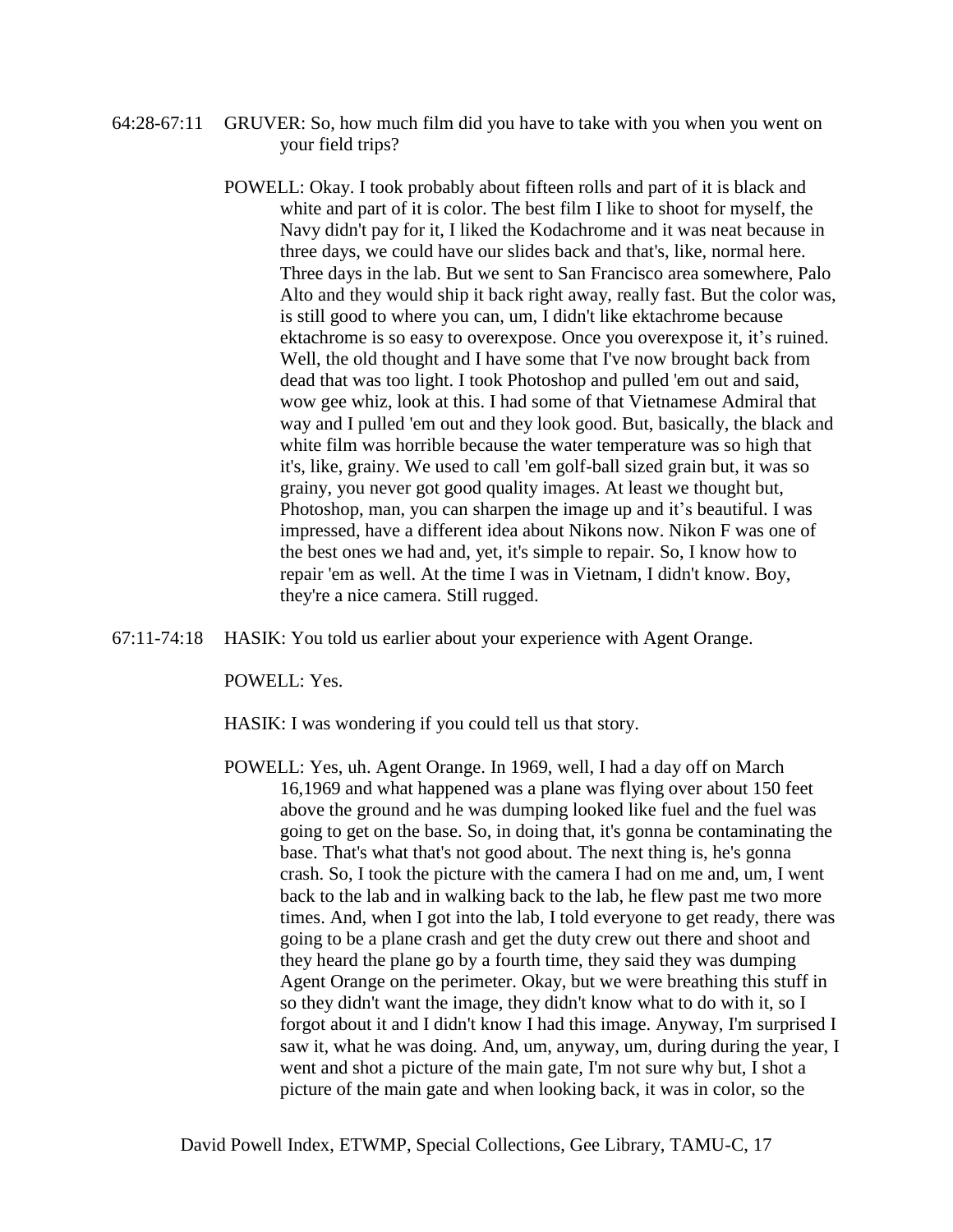64:28-67:11 GRUVER: So, how much film did you have to take with you when you went on your field trips?

POWELL: Okay. I took probably about fifteen rolls and part of it is black and white and part of it is color. The best film I like to shoot for myself, the Navy didn't pay for it, I liked the Kodachrome and it was neat because in three days, we could have our slides back and that's, like, normal here. Three days in the lab. But we sent to San Francisco area somewhere, Palo Alto and they would ship it back right away, really fast. But the color was, is still good to where you can, um, I didn't like ektachrome because ektachrome is so easy to overexpose. Once you overexpose it, it's ruined. Well, the old thought and I have some that I've now brought back from dead that was too light. I took Photoshop and pulled 'em out and said, wow gee whiz, look at this. I had some of that Vietnamese Admiral that way and I pulled 'em out and they look good. But, basically, the black and white film was horrible because the water temperature was so high that it's, like, grainy. We used to call 'em golf-ball sized grain but, it was so grainy, you never got good quality images. At least we thought but, Photoshop, man, you can sharpen the image up and it's beautiful. I was impressed, have a different idea about Nikons now. Nikon F was one of the best ones we had and, yet, it's simple to repair. So, I know how to repair 'em as well. At the time I was in Vietnam, I didn't know. Boy, they're a nice camera. Still rugged.

67:11-74:18 HASIK: You told us earlier about your experience with Agent Orange.

POWELL: Yes.

HASIK: I was wondering if you could tell us that story.

POWELL: Yes, uh. Agent Orange. In 1969, well, I had a day off on March 16,1969 and what happened was a plane was flying over about 150 feet above the ground and he was dumping looked like fuel and the fuel was going to get on the base. So, in doing that, it's gonna be contaminating the base. That's what that's not good about. The next thing is, he's gonna crash. So, I took the picture with the camera I had on me and, um, I went back to the lab and in walking back to the lab, he flew past me two more times. And, when I got into the lab, I told everyone to get ready, there was going to be a plane crash and get the duty crew out there and shoot and they heard the plane go by a fourth time, they said they was dumping Agent Orange on the perimeter. Okay, but we were breathing this stuff in so they didn't want the image, they didn't know what to do with it, so I forgot about it and I didn't know I had this image. Anyway, I'm surprised I saw it, what he was doing. And, um, anyway, um, during during the year, I went and shot a picture of the main gate, I'm not sure why but, I shot a picture of the main gate and when looking back, it was in color, so the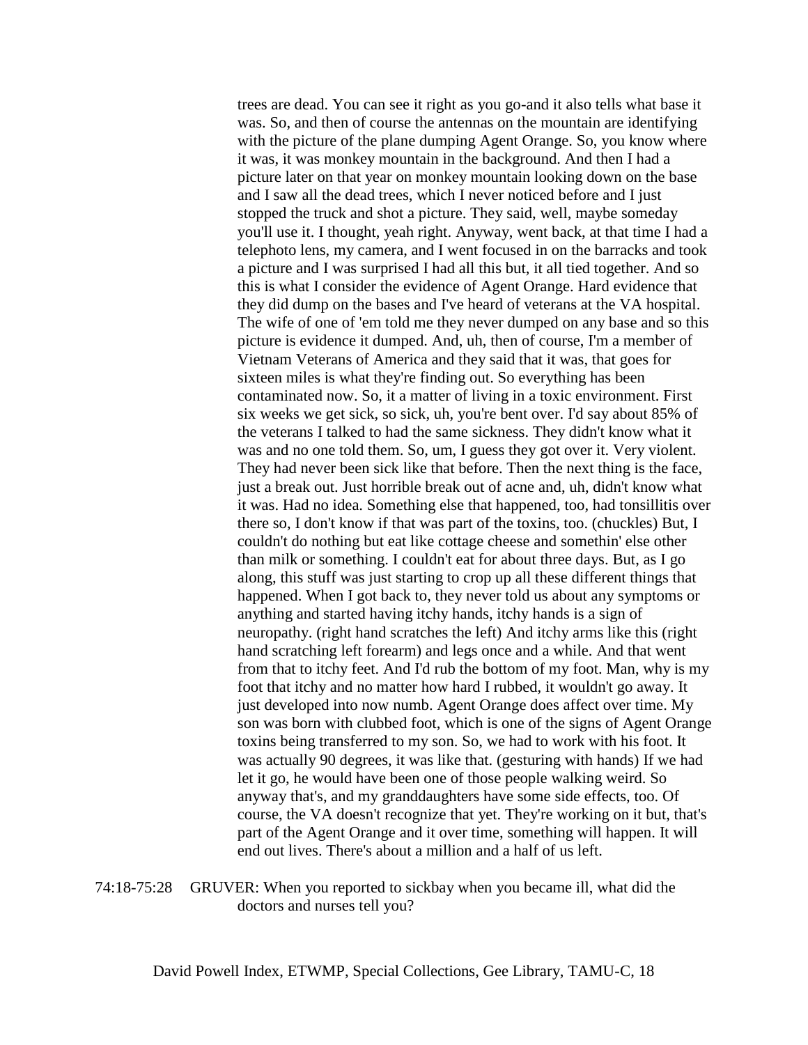trees are dead. You can see it right as you go-and it also tells what base it was. So, and then of course the antennas on the mountain are identifying with the picture of the plane dumping Agent Orange. So, you know where it was, it was monkey mountain in the background. And then I had a picture later on that year on monkey mountain looking down on the base and I saw all the dead trees, which I never noticed before and I just stopped the truck and shot a picture. They said, well, maybe someday you'll use it. I thought, yeah right. Anyway, went back, at that time I had a telephoto lens, my camera, and I went focused in on the barracks and took a picture and I was surprised I had all this but, it all tied together. And so this is what I consider the evidence of Agent Orange. Hard evidence that they did dump on the bases and I've heard of veterans at the VA hospital. The wife of one of 'em told me they never dumped on any base and so this picture is evidence it dumped. And, uh, then of course, I'm a member of Vietnam Veterans of America and they said that it was, that goes for sixteen miles is what they're finding out. So everything has been contaminated now. So, it a matter of living in a toxic environment. First six weeks we get sick, so sick, uh, you're bent over. I'd say about 85% of the veterans I talked to had the same sickness. They didn't know what it was and no one told them. So, um, I guess they got over it. Very violent. They had never been sick like that before. Then the next thing is the face, just a break out. Just horrible break out of acne and, uh, didn't know what it was. Had no idea. Something else that happened, too, had tonsillitis over there so, I don't know if that was part of the toxins, too. (chuckles) But, I couldn't do nothing but eat like cottage cheese and somethin' else other than milk or something. I couldn't eat for about three days. But, as I go along, this stuff was just starting to crop up all these different things that happened. When I got back to, they never told us about any symptoms or anything and started having itchy hands, itchy hands is a sign of neuropathy. (right hand scratches the left) And itchy arms like this (right hand scratching left forearm) and legs once and a while. And that went from that to itchy feet. And I'd rub the bottom of my foot. Man, why is my foot that itchy and no matter how hard I rubbed, it wouldn't go away. It just developed into now numb. Agent Orange does affect over time. My son was born with clubbed foot, which is one of the signs of Agent Orange toxins being transferred to my son. So, we had to work with his foot. It was actually 90 degrees, it was like that. (gesturing with hands) If we had let it go, he would have been one of those people walking weird. So anyway that's, and my granddaughters have some side effects, too. Of course, the VA doesn't recognize that yet. They're working on it but, that's part of the Agent Orange and it over time, something will happen. It will end out lives. There's about a million and a half of us left.

74:18-75:28 GRUVER: When you reported to sickbay when you became ill, what did the doctors and nurses tell you?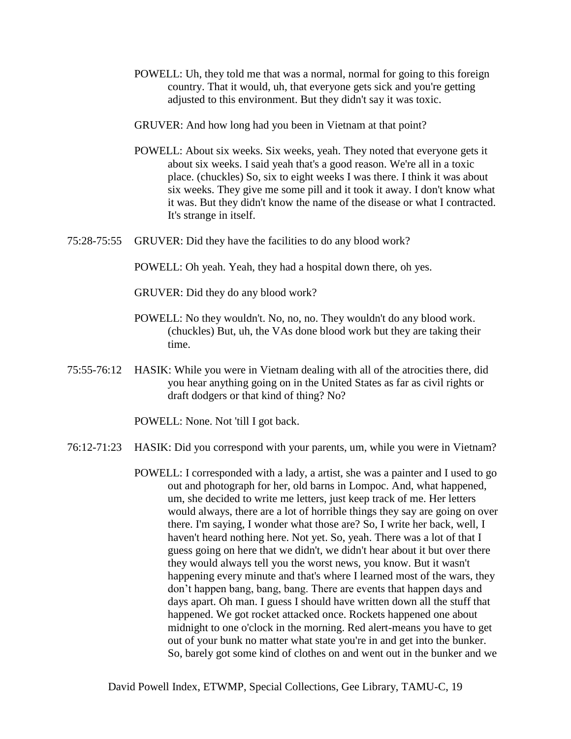POWELL: Uh, they told me that was a normal, normal for going to this foreign country. That it would, uh, that everyone gets sick and you're getting adjusted to this environment. But they didn't say it was toxic.

GRUVER: And how long had you been in Vietnam at that point?

POWELL: About six weeks. Six weeks, yeah. They noted that everyone gets it about six weeks. I said yeah that's a good reason. We're all in a toxic place. (chuckles) So, six to eight weeks I was there. I think it was about six weeks. They give me some pill and it took it away. I don't know what it was. But they didn't know the name of the disease or what I contracted. It's strange in itself.

75:28-75:55 GRUVER: Did they have the facilities to do any blood work?

POWELL: Oh yeah. Yeah, they had a hospital down there, oh yes.

GRUVER: Did they do any blood work?

POWELL: No they wouldn't. No, no, no. They wouldn't do any blood work. (chuckles) But, uh, the VAs done blood work but they are taking their time.

75:55-76:12 HASIK: While you were in Vietnam dealing with all of the atrocities there, did you hear anything going on in the United States as far as civil rights or draft dodgers or that kind of thing? No?

POWELL: None. Not 'till I got back.

76:12-71:23 HASIK: Did you correspond with your parents, um, while you were in Vietnam?

POWELL: I corresponded with a lady, a artist, she was a painter and I used to go out and photograph for her, old barns in Lompoc. And, what happened, um, she decided to write me letters, just keep track of me. Her letters would always, there are a lot of horrible things they say are going on over there. I'm saying, I wonder what those are? So, I write her back, well, I haven't heard nothing here. Not yet. So, yeah. There was a lot of that I guess going on here that we didn't, we didn't hear about it but over there they would always tell you the worst news, you know. But it wasn't happening every minute and that's where I learned most of the wars, they don’t happen bang, bang, bang. There are events that happen days and days apart. Oh man. I guess I should have written down all the stuff that happened. We got rocket attacked once. Rockets happened one about midnight to one o'clock in the morning. Red alert-means you have to get out of your bunk no matter what state you're in and get into the bunker. So, barely got some kind of clothes on and went out in the bunker and we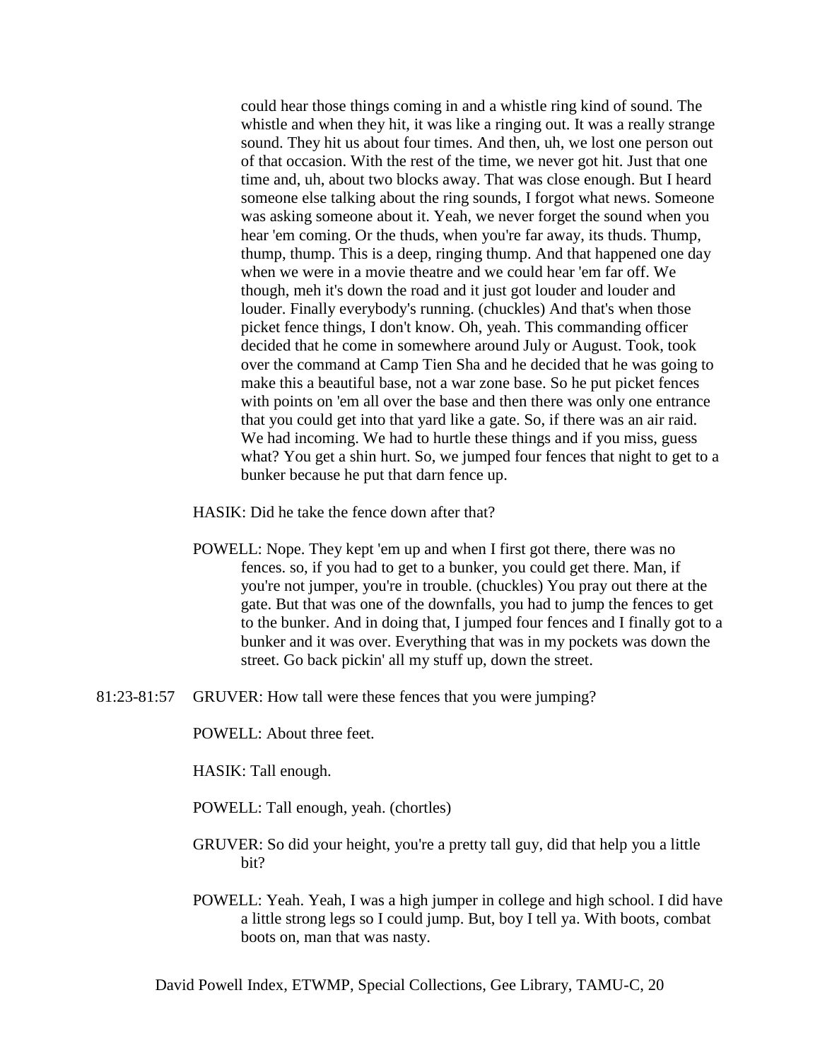could hear those things coming in and a whistle ring kind of sound. The whistle and when they hit, it was like a ringing out. It was a really strange sound. They hit us about four times. And then, uh, we lost one person out of that occasion. With the rest of the time, we never got hit. Just that one time and, uh, about two blocks away. That was close enough. But I heard someone else talking about the ring sounds, I forgot what news. Someone was asking someone about it. Yeah, we never forget the sound when you hear 'em coming. Or the thuds, when you're far away, its thuds. Thump, thump, thump. This is a deep, ringing thump. And that happened one day when we were in a movie theatre and we could hear 'em far off. We though, meh it's down the road and it just got louder and louder and louder. Finally everybody's running. (chuckles) And that's when those picket fence things, I don't know. Oh, yeah. This commanding officer decided that he come in somewhere around July or August. Took, took over the command at Camp Tien Sha and he decided that he was going to make this a beautiful base, not a war zone base. So he put picket fences with points on 'em all over the base and then there was only one entrance that you could get into that yard like a gate. So, if there was an air raid. We had incoming. We had to hurtle these things and if you miss, guess what? You get a shin hurt. So, we jumped four fences that night to get to a bunker because he put that darn fence up.

HASIK: Did he take the fence down after that?

POWELL: Nope. They kept 'em up and when I first got there, there was no fences. so, if you had to get to a bunker, you could get there. Man, if you're not jumper, you're in trouble. (chuckles) You pray out there at the gate. But that was one of the downfalls, you had to jump the fences to get to the bunker. And in doing that, I jumped four fences and I finally got to a bunker and it was over. Everything that was in my pockets was down the street. Go back pickin' all my stuff up, down the street.

81:23-81:57 GRUVER: How tall were these fences that you were jumping?

POWELL: About three feet.

HASIK: Tall enough.

POWELL: Tall enough, yeah. (chortles)

GRUVER: So did your height, you're a pretty tall guy, did that help you a little bit?

POWELL: Yeah. Yeah, I was a high jumper in college and high school. I did have a little strong legs so I could jump. But, boy I tell ya. With boots, combat boots on, man that was nasty.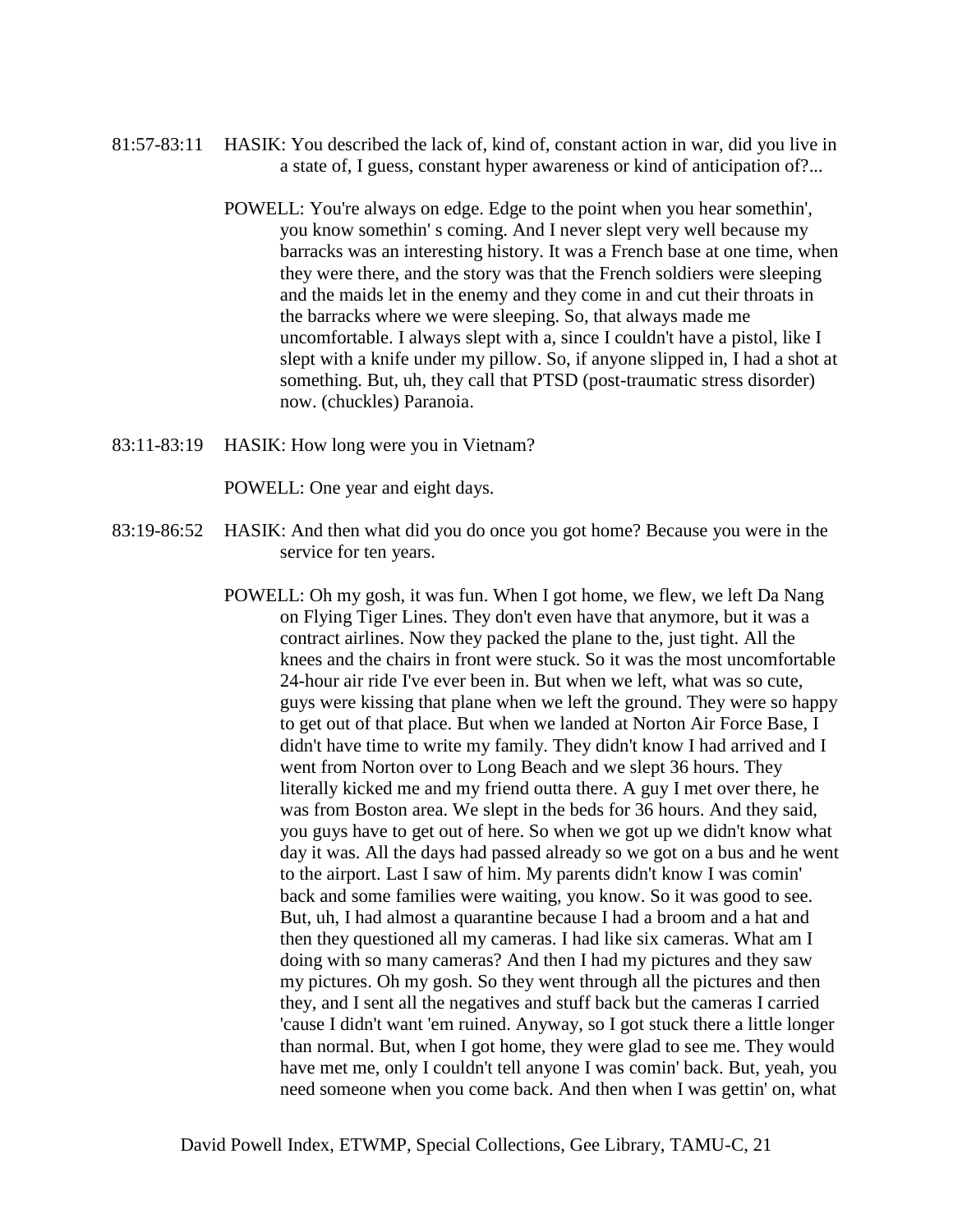81:57-83:11 HASIK: You described the lack of, kind of, constant action in war, did you live in a state of, I guess, constant hyper awareness or kind of anticipation of?...

POWELL: You're always on edge. Edge to the point when you hear somethin', you know somethin' s coming. And I never slept very well because my barracks was an interesting history. It was a French base at one time, when they were there, and the story was that the French soldiers were sleeping and the maids let in the enemy and they come in and cut their throats in the barracks where we were sleeping. So, that always made me uncomfortable. I always slept with a, since I couldn't have a pistol, like I slept with a knife under my pillow. So, if anyone slipped in, I had a shot at something. But, uh, they call that PTSD (post-traumatic stress disorder) now. (chuckles) Paranoia.

83:11-83:19 HASIK: How long were you in Vietnam?

POWELL: One year and eight days.

83:19-86:52 HASIK: And then what did you do once you got home? Because you were in the service for ten years.

POWELL: Oh my gosh, it was fun. When I got home, we flew, we left Da Nang on Flying Tiger Lines. They don't even have that anymore, but it was a contract airlines. Now they packed the plane to the, just tight. All the knees and the chairs in front were stuck. So it was the most uncomfortable 24-hour air ride I've ever been in. But when we left, what was so cute, guys were kissing that plane when we left the ground. They were so happy to get out of that place. But when we landed at Norton Air Force Base, I didn't have time to write my family. They didn't know I had arrived and I went from Norton over to Long Beach and we slept 36 hours. They literally kicked me and my friend outta there. A guy I met over there, he was from Boston area. We slept in the beds for 36 hours. And they said, you guys have to get out of here. So when we got up we didn't know what day it was. All the days had passed already so we got on a bus and he went to the airport. Last I saw of him. My parents didn't know I was comin' back and some families were waiting, you know. So it was good to see. But, uh, I had almost a quarantine because I had a broom and a hat and then they questioned all my cameras. I had like six cameras. What am I doing with so many cameras? And then I had my pictures and they saw my pictures. Oh my gosh. So they went through all the pictures and then they, and I sent all the negatives and stuff back but the cameras I carried 'cause I didn't want 'em ruined. Anyway, so I got stuck there a little longer than normal. But, when I got home, they were glad to see me. They would have met me, only I couldn't tell anyone I was comin' back. But, yeah, you need someone when you come back. And then when I was gettin' on, what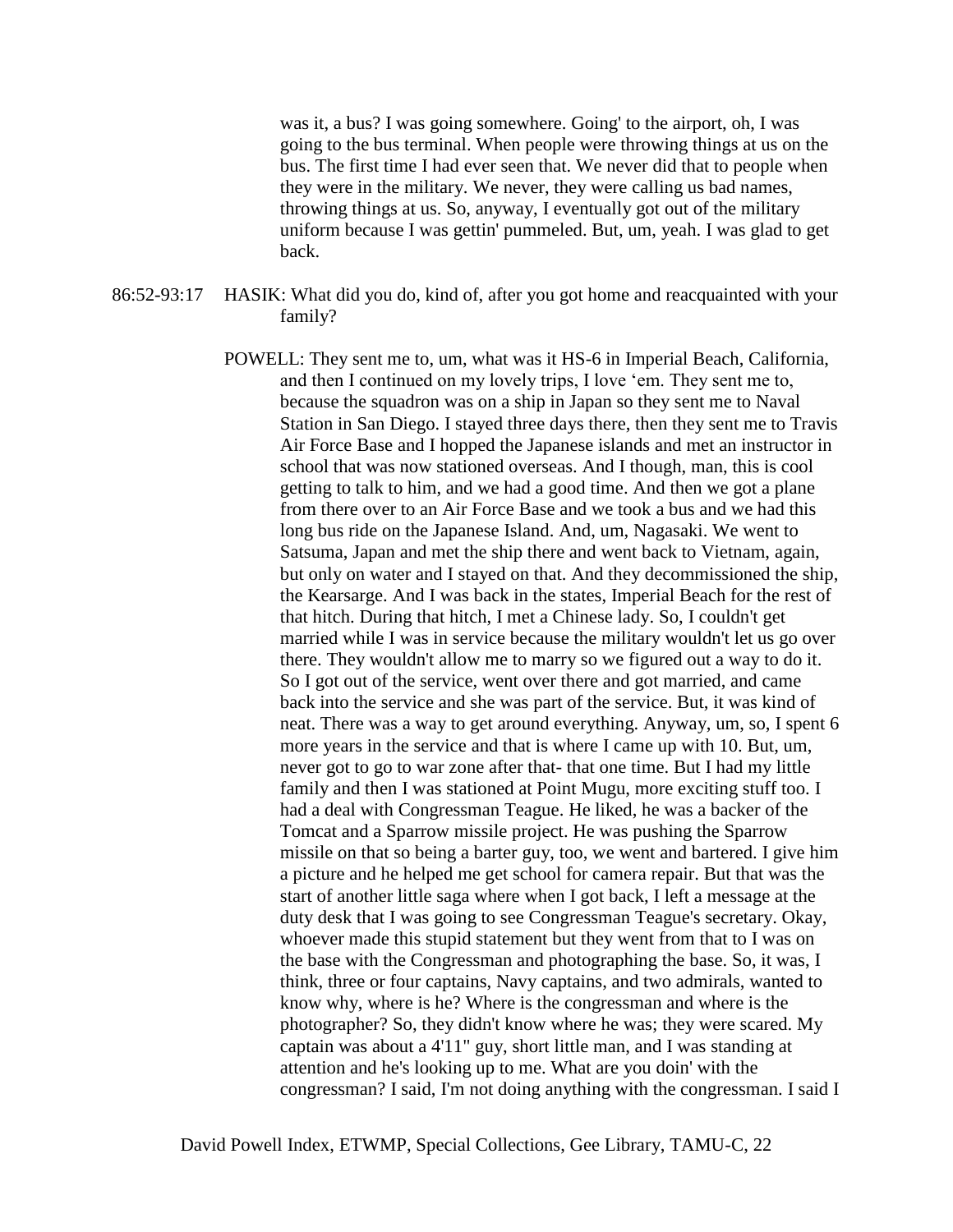was it, a bus? I was going somewhere. Going' to the airport, oh, I was going to the bus terminal. When people were throwing things at us on the bus. The first time I had ever seen that. We never did that to people when they were in the military. We never, they were calling us bad names, throwing things at us. So, anyway, I eventually got out of the military uniform because I was gettin' pummeled. But, um, yeah. I was glad to get back.

86:52-93:17 HASIK: What did you do, kind of, after you got home and reacquainted with your family?

POWELL: They sent me to, um, what was it HS-6 in Imperial Beach, California, and then I continued on my lovely trips, I love 'em. They sent me to, because the squadron was on a ship in Japan so they sent me to Naval Station in San Diego. I stayed three days there, then they sent me to Travis Air Force Base and I hopped the Japanese islands and met an instructor in school that was now stationed overseas. And I though, man, this is cool getting to talk to him, and we had a good time. And then we got a plane from there over to an Air Force Base and we took a bus and we had this long bus ride on the Japanese Island. And, um, Nagasaki. We went to Satsuma, Japan and met the ship there and went back to Vietnam, again, but only on water and I stayed on that. And they decommissioned the ship, the Kearsarge. And I was back in the states, Imperial Beach for the rest of that hitch. During that hitch, I met a Chinese lady. So, I couldn't get married while I was in service because the military wouldn't let us go over there. They wouldn't allow me to marry so we figured out a way to do it. So I got out of the service, went over there and got married, and came back into the service and she was part of the service. But, it was kind of neat. There was a way to get around everything. Anyway, um, so, I spent 6 more years in the service and that is where I came up with 10. But, um, never got to go to war zone after that- that one time. But I had my little family and then I was stationed at Point Mugu, more exciting stuff too. I had a deal with Congressman Teague. He liked, he was a backer of the Tomcat and a Sparrow missile project. He was pushing the Sparrow missile on that so being a barter guy, too, we went and bartered. I give him a picture and he helped me get school for camera repair. But that was the start of another little saga where when I got back, I left a message at the duty desk that I was going to see Congressman Teague's secretary. Okay, whoever made this stupid statement but they went from that to I was on the base with the Congressman and photographing the base. So, it was, I think, three or four captains, Navy captains, and two admirals, wanted to know why, where is he? Where is the congressman and where is the photographer? So, they didn't know where he was; they were scared. My captain was about a 4'11" guy, short little man, and I was standing at attention and he's looking up to me. What are you doin' with the congressman? I said, I'm not doing anything with the congressman. I said I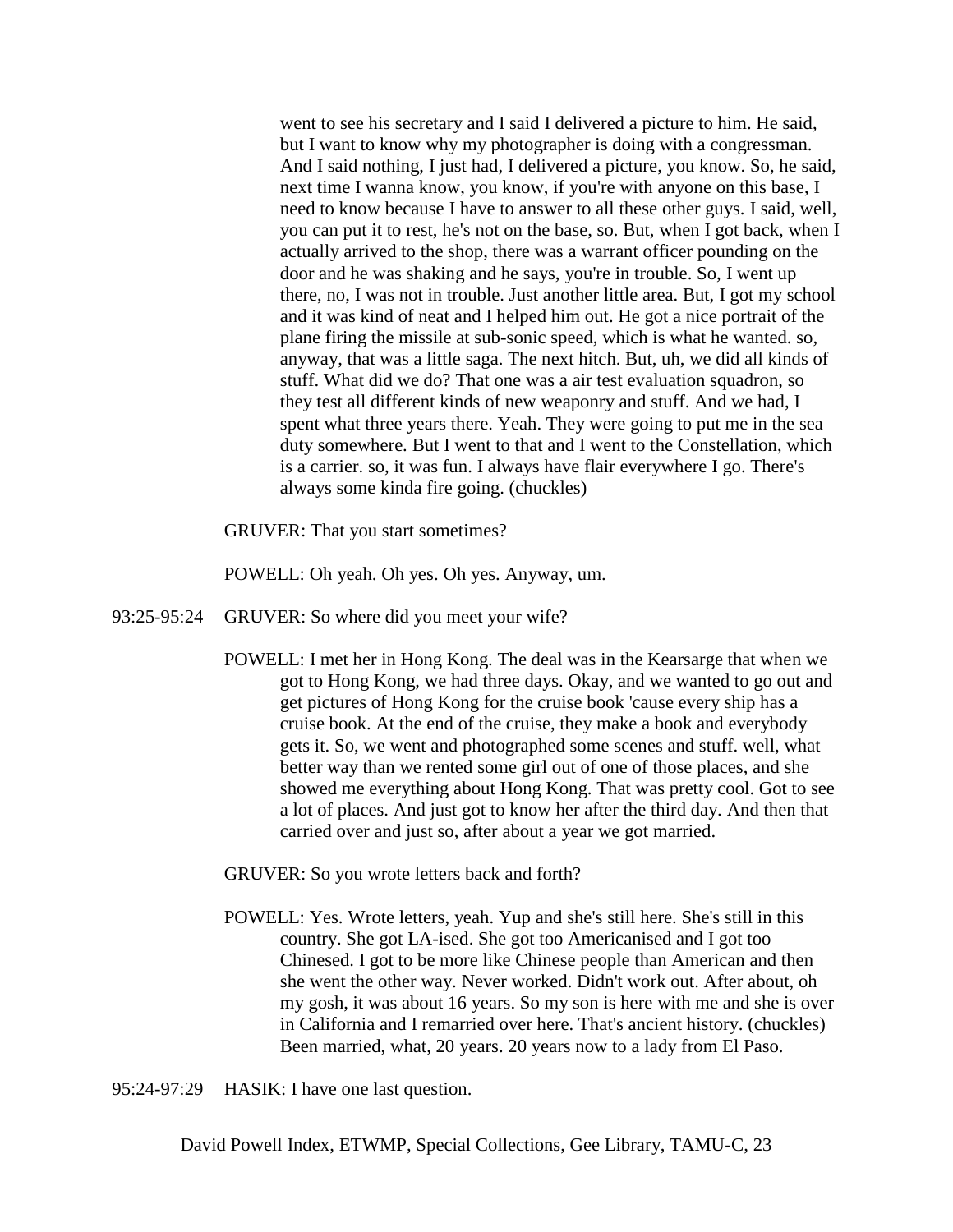went to see his secretary and I said I delivered a picture to him. He said, but I want to know why my photographer is doing with a congressman. And I said nothing, I just had, I delivered a picture, you know. So, he said, next time I wanna know, you know, if you're with anyone on this base, I need to know because I have to answer to all these other guys. I said, well, you can put it to rest, he's not on the base, so. But, when I got back, when I actually arrived to the shop, there was a warrant officer pounding on the door and he was shaking and he says, you're in trouble. So, I went up there, no, I was not in trouble. Just another little area. But, I got my school and it was kind of neat and I helped him out. He got a nice portrait of the plane firing the missile at sub-sonic speed, which is what he wanted. so, anyway, that was a little saga. The next hitch. But, uh, we did all kinds of stuff. What did we do? That one was a air test evaluation squadron, so they test all different kinds of new weaponry and stuff. And we had, I spent what three years there. Yeah. They were going to put me in the sea duty somewhere. But I went to that and I went to the Constellation, which is a carrier. so, it was fun. I always have flair everywhere I go. There's always some kinda fire going. (chuckles)

GRUVER: That you start sometimes?

POWELL: Oh yeah. Oh yes. Oh yes. Anyway, um.

93:25-95:24 GRUVER: So where did you meet your wife?

POWELL: I met her in Hong Kong. The deal was in the Kearsarge that when we got to Hong Kong, we had three days. Okay, and we wanted to go out and get pictures of Hong Kong for the cruise book 'cause every ship has a cruise book. At the end of the cruise, they make a book and everybody gets it. So, we went and photographed some scenes and stuff. well, what better way than we rented some girl out of one of those places, and she showed me everything about Hong Kong. That was pretty cool. Got to see a lot of places. And just got to know her after the third day. And then that carried over and just so, after about a year we got married.

GRUVER: So you wrote letters back and forth?

POWELL: Yes. Wrote letters, yeah. Yup and she's still here. She's still in this country. She got LA-ised. She got too Americanised and I got too Chinesed. I got to be more like Chinese people than American and then she went the other way. Never worked. Didn't work out. After about, oh my gosh, it was about 16 years. So my son is here with me and she is over in California and I remarried over here. That's ancient history. (chuckles) Been married, what, 20 years. 20 years now to a lady from El Paso.

95:24-97:29 HASIK: I have one last question.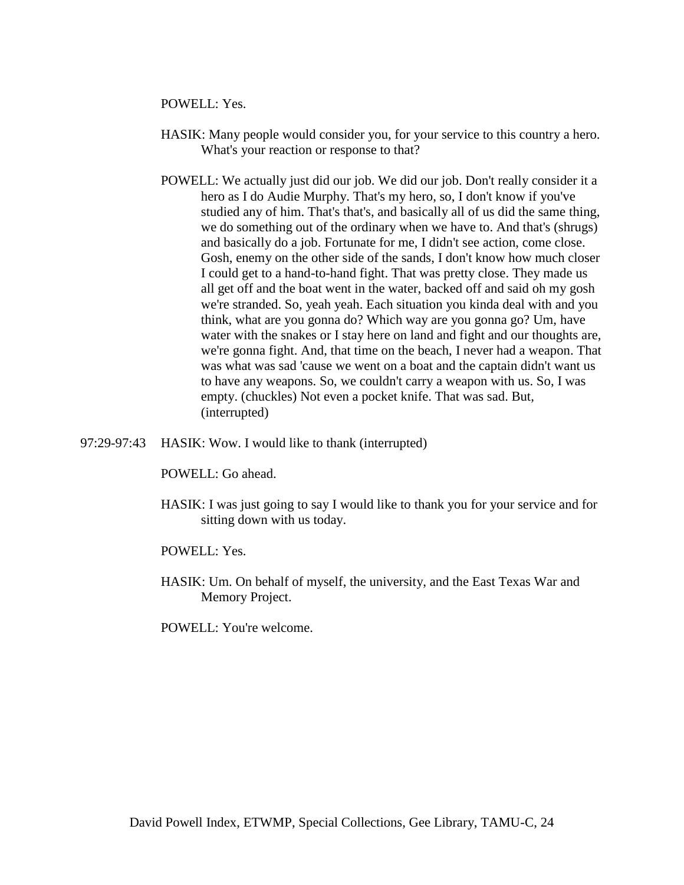POWELL: Yes.

HASIK: Many people would consider you, for your service to this country a hero. What's your reaction or response to that?

POWELL: We actually just did our job. We did our job. Don't really consider it a hero as I do Audie Murphy. That's my hero, so, I don't know if you've studied any of him. That's that's, and basically all of us did the same thing, we do something out of the ordinary when we have to. And that's (shrugs) and basically do a job. Fortunate for me, I didn't see action, come close. Gosh, enemy on the other side of the sands, I don't know how much closer I could get to a hand-to-hand fight. That was pretty close. They made us all get off and the boat went in the water, backed off and said oh my gosh we're stranded. So, yeah yeah. Each situation you kinda deal with and you think, what are you gonna do? Which way are you gonna go? Um, have water with the snakes or I stay here on land and fight and our thoughts are, we're gonna fight. And, that time on the beach, I never had a weapon. That was what was sad 'cause we went on a boat and the captain didn't want us to have any weapons. So, we couldn't carry a weapon with us. So, I was empty. (chuckles) Not even a pocket knife. That was sad. But, (interrupted)

97:29-97:43 HASIK: Wow. I would like to thank (interrupted)

POWELL: Go ahead.

HASIK: I was just going to say I would like to thank you for your service and for sitting down with us today.

POWELL: Yes.

HASIK: Um. On behalf of myself, the university, and the East Texas War and Memory Project.

POWELL: You're welcome.